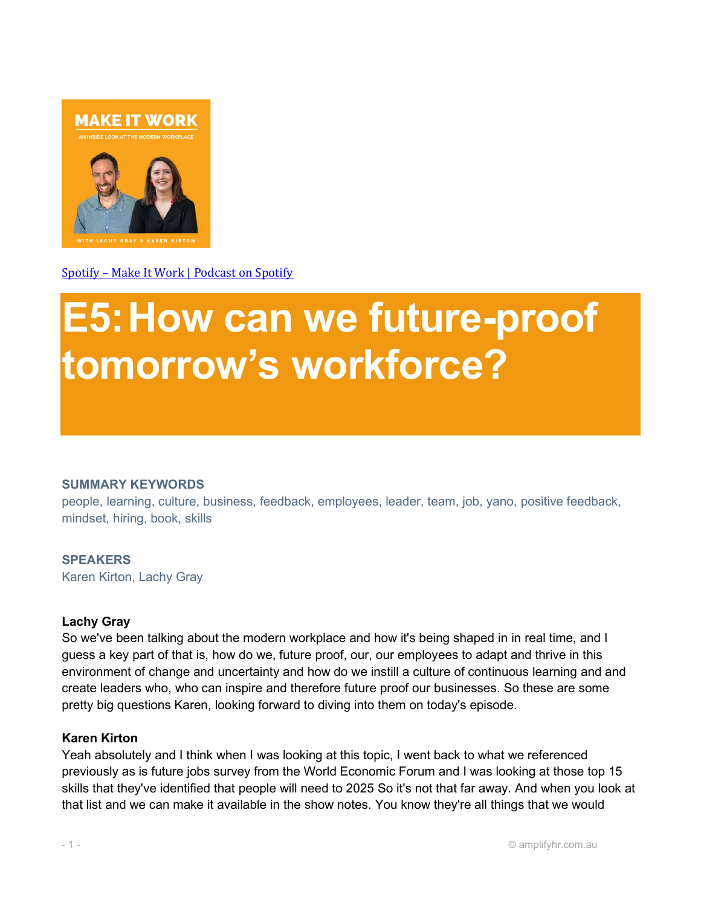[Spotify – Make It Work | Podcast on Spotify]

# E5: How can we future-proof tomorrow's workforce?

**SUMMARY KEYWORDS**

people, learning, culture, business, feedback, employees, leader, team, job, yano, positive feedback, mindset, hiring, book, skills

**SPEAKERS**

Karen Kirton, Lachy Gray

**Lachy Gray**

So we've been talking about the modern workplace and how it's being shaped in in real time, and I guess a key part of that is, how do we, future proof, our, our employees to adapt and thrive in this environment of change and uncertainty and how do we instill a culture of continuous learning and and create leaders who, who can inspire and therefore future proof our businesses. So these are some pretty big questions Karen, looking forward to diving into them on today's episode.

**Karen Kirton**

Yeah absolutely and I think when I was looking at this topic, I went back to what we referenced previously as is future jobs survey from the World Economic Forum and I was looking at those top 15 skills that they've identified that people will need to 2025 So it's not that far away. And when you look at that list and we can make it available in the show notes. You know they're all things that we would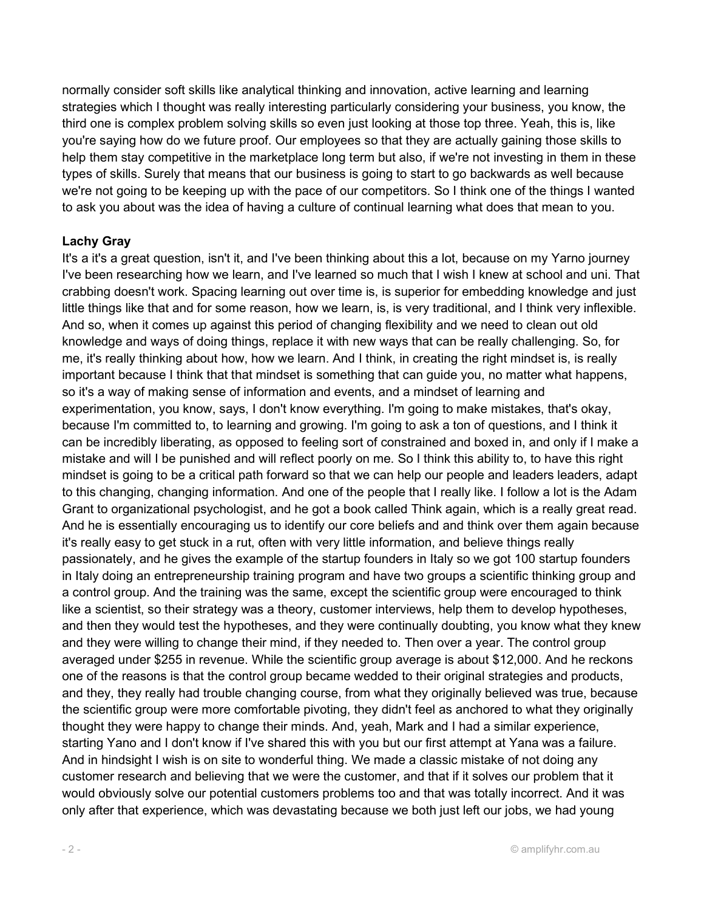normally consider soft skills like analytical thinking and innovation, active learning and learning strategies which I thought was really interesting particularly considering your business, you know, the third one is complex problem solving skills so even just looking at those top three. Yeah, this is, like you're saying how do we future proof. Our employees so that they are actually gaining those skills to help them stay competitive in the marketplace long term but also, if we're not investing in them in these types of skills. Surely that means that our business is going to start to go backwards as well because we're not going to be keeping up with the pace of our competitors. So I think one of the things I wanted to ask you about was the idea of having a culture of continual learning what does that mean to you.

**Lachy Gray**

It's a it's a great question, isn't it, and I've been thinking about this a lot, because on my Yarno journey I've been researching how we learn, and I've learned so much that I wish I knew at school and uni. That crabbing doesn't work. Spacing learning out over time is, is superior for embedding knowledge and just little things like that and for some reason, how we learn, is, is very traditional, and I think very inflexible. And so, when it comes up against this period of changing flexibility and we need to clean out old knowledge and ways of doing things, replace it with new ways that can be really challenging. So, for me, it's really thinking about how, how we learn. And I think, in creating the right mindset is, is really important because I think that that mindset is something that can guide you, no matter what happens, so it's a way of making sense of information and events, and a mindset of learning and experimentation, you know, says, I don't know everything. I'm going to make mistakes, that's okay, because I'm committed to, to learning and growing. I'm going to ask a ton of questions, and I think it can be incredibly liberating, as opposed to feeling sort of constrained and boxed in, and only if I make a mistake and will I be punished and will reflect poorly on me. So I think this ability to, to have this right mindset is going to be a critical path forward so that we can help our people and leaders leaders, adapt to this changing, changing information. And one of the people that I really like. I follow a lot is the Adam Grant to organizational psychologist, and he got a book called Think again, which is a really great read. And he is essentially encouraging us to identify our core beliefs and and think over them again because it's really easy to get stuck in a rut, often with very little information, and believe things really passionately, and he gives the example of the startup founders in Italy so we got 100 startup founders in Italy doing an entrepreneurship training program and have two groups a scientific thinking group and a control group. And the training was the same, except the scientific group were encouraged to think like a scientist, so their strategy was a theory, customer interviews, help them to develop hypotheses, and then they would test the hypotheses, and they were continually doubting, you know what they knew and they were willing to change their mind, if they needed to. Then over a year. The control group averaged under $255 in revenue. While the scientific group average is about $12,000. And he reckons one of the reasons is that the control group became wedded to their original strategies and products, and they, they really had trouble changing course, from what they originally believed was true, because the scientific group were more comfortable pivoting, they didn't feel as anchored to what they originally thought they were happy to change their minds. And, yeah, Mark and I had a similar experience, starting Yano and I don't know if I've shared this with you but our first attempt at Yana was a failure. And in hindsight I wish is on site to wonderful thing. We made a classic mistake of not doing any customer research and believing that we were the customer, and that if it solves our problem that it would obviously solve our potential customers problems too and that was totally incorrect. And it was only after that experience, which was devastating because we both just left our jobs, we had young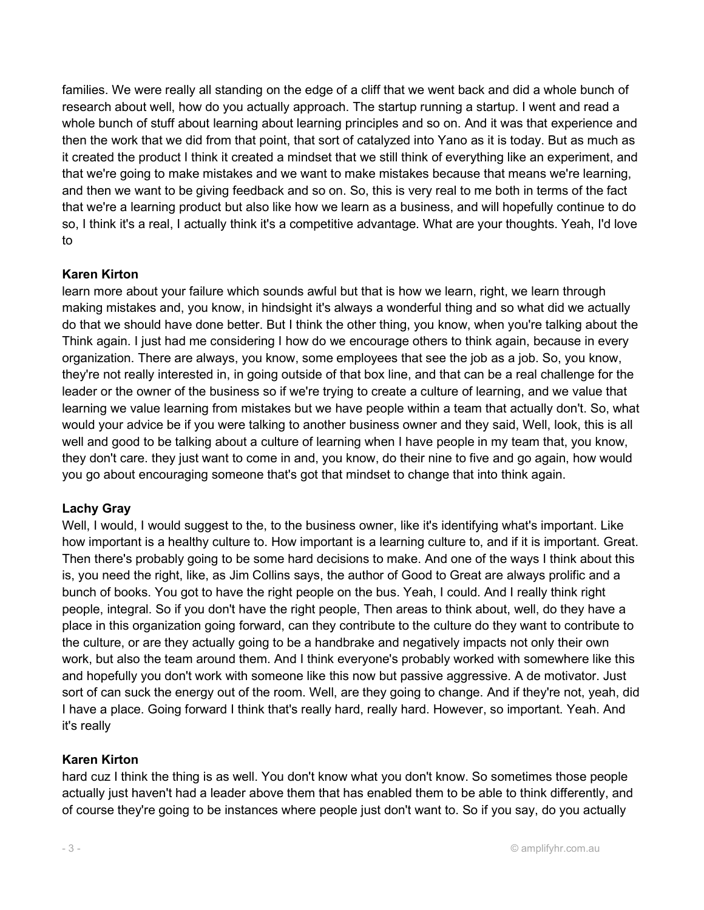families. We were really all standing on the edge of a cliff that we went back and did a whole bunch of research about well, how do you actually approach. The startup running a startup. I went and read a whole bunch of stuff about learning about learning principles and so on. And it was that experience and then the work that we did from that point, that sort of catalyzed into Yano as it is today. But as much as it created the product I think it created a mindset that we still think of everything like an experiment, and that we're going to make mistakes and we want to make mistakes because that means we're learning, and then we want to be giving feedback and so on. So, this is very real to me both in terms of the fact that we're a learning product but also like how we learn as a business, and will hopefully continue to do so, I think it's a real, I actually think it's a competitive advantage. What are your thoughts. Yeah, I'd love to

**Karen Kirton**

learn more about your failure which sounds awful but that is how we learn, right, we learn through making mistakes and, you know, in hindsight it's always a wonderful thing and so what did we actually do that we should have done better. But I think the other thing, you know, when you're talking about the Think again. I just had me considering I how do we encourage others to think again, because in every organization. There are always, you know, some employees that see the job as a job. So, you know, they're not really interested in, in going outside of that box line, and that can be a real challenge for the leader or the owner of the business so if we're trying to create a culture of learning, and we value that learning we value learning from mistakes but we have people within a team that actually don't. So, what would your advice be if you were talking to another business owner and they said, Well, look, this is all well and good to be talking about a culture of learning when I have people in my team that, you know, they don't care. they just want to come in and, you know, do their nine to five and go again, how would you go about encouraging someone that's got that mindset to change that into think again.

**Lachy Gray**

Well, I would, I would suggest to the, to the business owner, like it's identifying what's important. Like how important is a healthy culture to. How important is a learning culture to, and if it is important. Great. Then there's probably going to be some hard decisions to make. And one of the ways I think about this is, you need the right, like, as Jim Collins says, the author of Good to Great are always prolific and a bunch of books. You got to have the right people on the bus. Yeah, I could. And I really think right people, integral. So if you don't have the right people, Then areas to think about, well, do they have a place in this organization going forward, can they contribute to the culture do they want to contribute to the culture, or are they actually going to be a handbrake and negatively impacts not only their own work, but also the team around them. And I think everyone's probably worked with somewhere like this and hopefully you don't work with someone like this now but passive aggressive. A de motivator. Just sort of can suck the energy out of the room. Well, are they going to change. And if they're not, yeah, did I have a place. Going forward I think that's really hard, really hard. However, so important. Yeah. And it's really

**Karen Kirton**

hard cuz I think the thing is as well. You don't know what you don't know. So sometimes those people actually just haven't had a leader above them that has enabled them to be able to think differently, and of course they're going to be instances where people just don't want to. So if you say, do you actually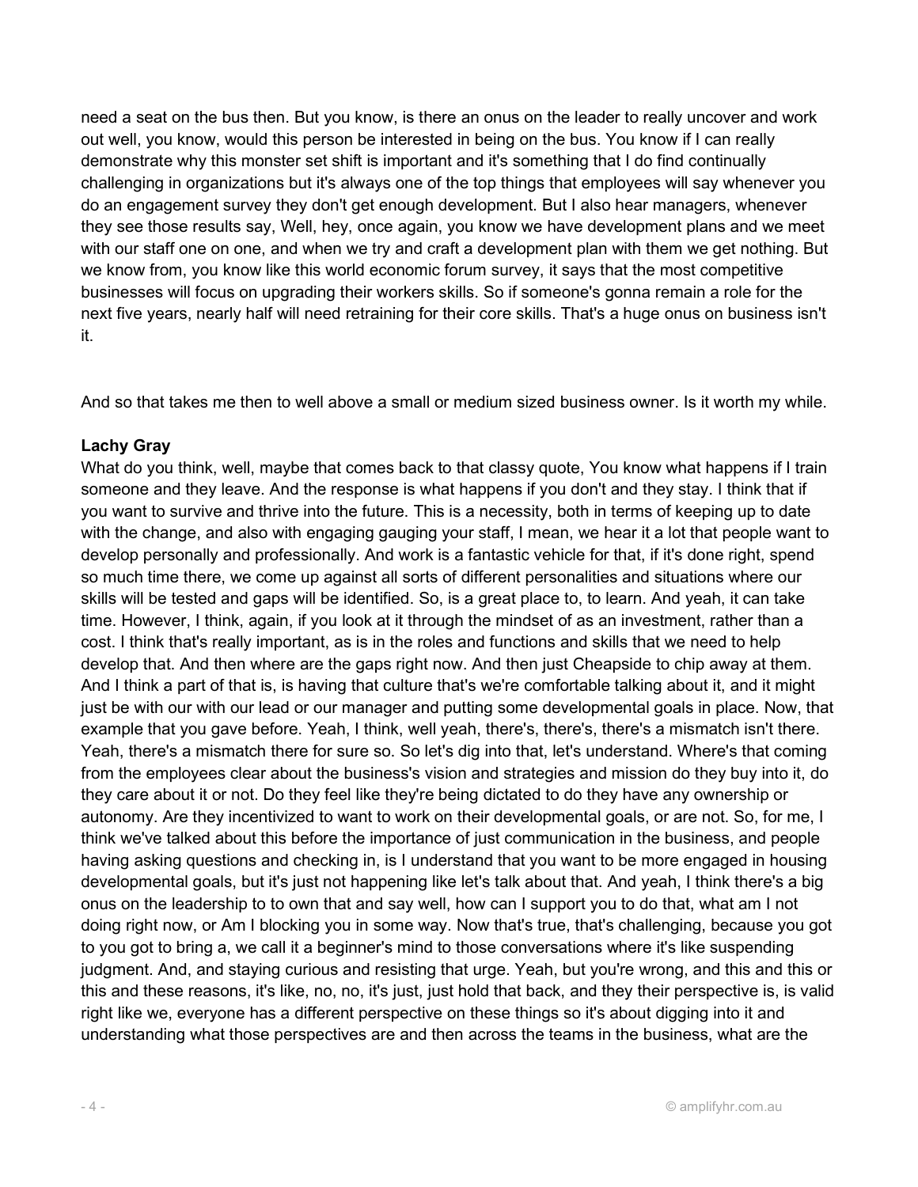need a seat on the bus then. But you know, is there an onus on the leader to really uncover and work out well, you know, would this person be interested in being on the bus. You know if I can really demonstrate why this monster set shift is important and it's something that I do find continually challenging in organizations but it's always one of the top things that employees will say whenever you do an engagement survey they don't get enough development. But I also hear managers, whenever they see those results say, Well, hey, once again, you know we have development plans and we meet with our staff one on one, and when we try and craft a development plan with them we get nothing. But we know from, you know like this world economic forum survey, it says that the most competitive businesses will focus on upgrading their workers skills. So if someone's gonna remain a role for the next five years, nearly half will need retraining for their core skills. That's a huge onus on business isn't it.

And so that takes me then to well above a small or medium sized business owner. Is it worth my while.

**Lachy Gray**

What do you think, well, maybe that comes back to that classy quote, You know what happens if I train someone and they leave. And the response is what happens if you don't and they stay. I think that if you want to survive and thrive into the future. This is a necessity, both in terms of keeping up to date with the change, and also with engaging gauging your staff, I mean, we hear it a lot that people want to develop personally and professionally. And work is a fantastic vehicle for that, if it's done right, spend so much time there, we come up against all sorts of different personalities and situations where our skills will be tested and gaps will be identified. So, is a great place to, to learn. And yeah, it can take time. However, I think, again, if you look at it through the mindset of as an investment, rather than a cost. I think that's really important, as is in the roles and functions and skills that we need to help develop that. And then where are the gaps right now. And then just Cheapside to chip away at them. And I think a part of that is, is having that culture that's we're comfortable talking about it, and it might just be with our with our lead or our manager and putting some developmental goals in place. Now, that example that you gave before. Yeah, I think, well yeah, there's, there's, there's a mismatch isn't there. Yeah, there's a mismatch there for sure so. So let's dig into that, let's understand. Where's that coming from the employees clear about the business's vision and strategies and mission do they buy into it, do they care about it or not. Do they feel like they're being dictated to do they have any ownership or autonomy. Are they incentivized to want to work on their developmental goals, or are not. So, for me, I think we've talked about this before the importance of just communication in the business, and people having asking questions and checking in, is I understand that you want to be more engaged in housing developmental goals, but it's just not happening like let's talk about that. And yeah, I think there's a big onus on the leadership to to own that and say well, how can I support you to do that, what am I not doing right now, or Am I blocking you in some way. Now that's true, that's challenging, because you got to you got to bring a, we call it a beginner's mind to those conversations where it's like suspending judgment. And, and staying curious and resisting that urge. Yeah, but you're wrong, and this and this or this and these reasons, it's like, no, no, it's just, just hold that back, and they their perspective is, is valid right like we, everyone has a different perspective on these things so it's about digging into it and understanding what those perspectives are and then across the teams in the business, what are the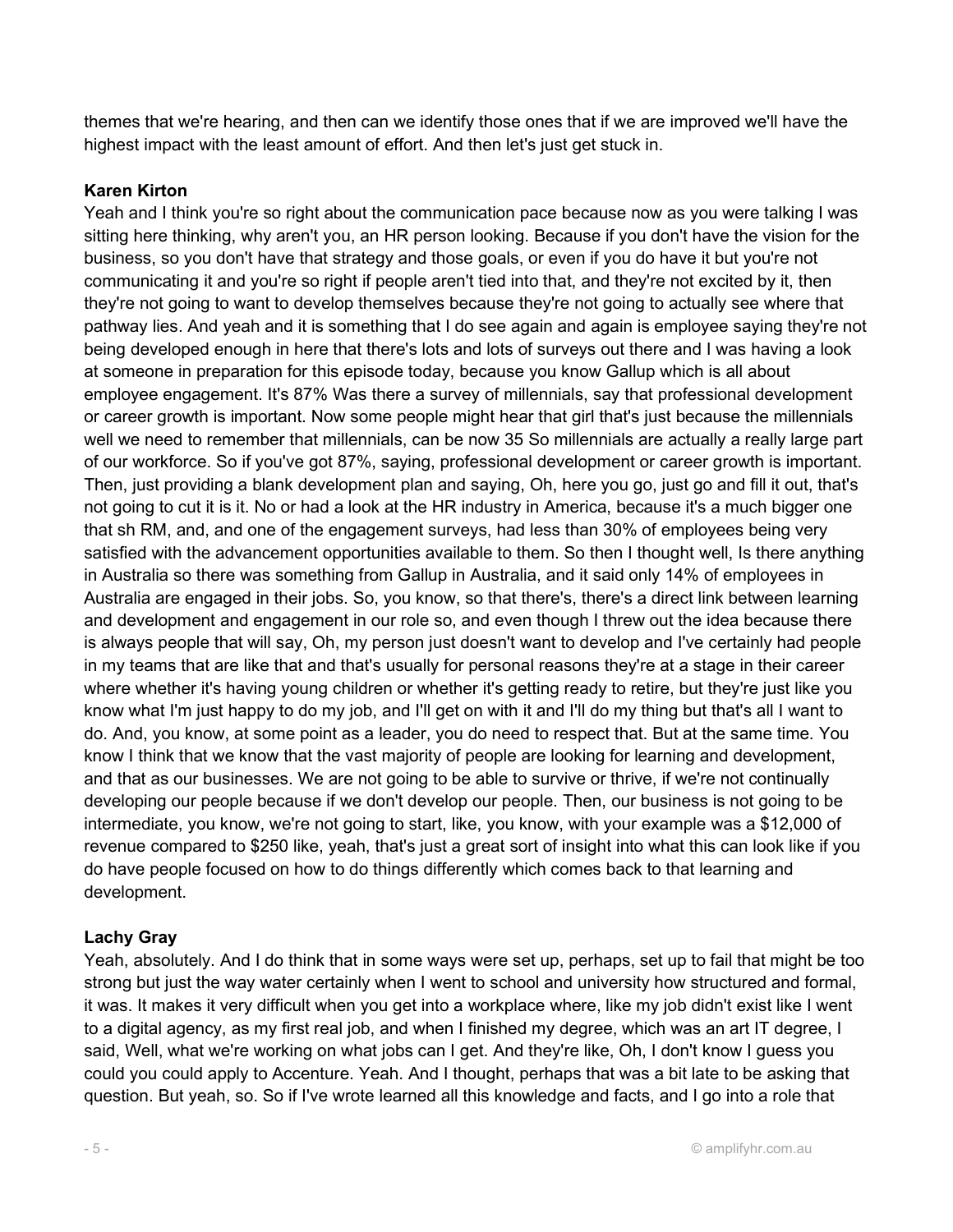themes that we're hearing, and then can we identify those ones that if we are improved we'll have the highest impact with the least amount of effort. And then let's just get stuck in.

**Karen Kirton**

Yeah and I think you're so right about the communication pace because now as you were talking I was sitting here thinking, why aren't you, an HR person looking. Because if you don't have the vision for the business, so you don't have that strategy and those goals, or even if you do have it but you're not communicating it and you're so right if people aren't tied into that, and they're not excited by it, then they're not going to want to develop themselves because they're not going to actually see where that pathway lies. And yeah and it is something that I do see again and again is employee saying they're not being developed enough in here that there's lots and lots of surveys out there and I was having a look at someone in preparation for this episode today, because you know Gallup which is all about employee engagement. It's 87% Was there a survey of millennials, say that professional development or career growth is important. Now some people might hear that girl that's just because the millennials well we need to remember that millennials, can be now 35 So millennials are actually a really large part of our workforce. So if you've got 87%, saying, professional development or career growth is important. Then, just providing a blank development plan and saying, Oh, here you go, just go and fill it out, that's not going to cut it is it. No or had a look at the HR industry in America, because it's a much bigger one that sh RM, and, and one of the engagement surveys, had less than 30% of employees being very satisfied with the advancement opportunities available to them. So then I thought well, Is there anything in Australia so there was something from Gallup in Australia, and it said only 14% of employees in Australia are engaged in their jobs. So, you know, so that there's, there's a direct link between learning and development and engagement in our role so, and even though I threw out the idea because there is always people that will say, Oh, my person just doesn't want to develop and I've certainly had people in my teams that are like that and that's usually for personal reasons they're at a stage in their career where whether it's having young children or whether it's getting ready to retire, but they're just like you know what I'm just happy to do my job, and I'll get on with it and I'll do my thing but that's all I want to do. And, you know, at some point as a leader, you do need to respect that. But at the same time. You know I think that we know that the vast majority of people are looking for learning and development, and that as our businesses. We are not going to be able to survive or thrive, if we're not continually developing our people because if we don't develop our people. Then, our business is not going to be intermediate, you know, we're not going to start, like, you know, with your example was a $12,000 of revenue compared to $250 like, yeah, that's just a great sort of insight into what this can look like if you do have people focused on how to do things differently which comes back to that learning and development.

**Lachy Gray**

Yeah, absolutely. And I do think that in some ways were set up, perhaps, set up to fail that might be too strong but just the way water certainly when I went to school and university how structured and formal, it was. It makes it very difficult when you get into a workplace where, like my job didn't exist like I went to a digital agency, as my first real job, and when I finished my degree, which was an art IT degree, I said, Well, what we're working on what jobs can I get. And they're like, Oh, I don't know I guess you could you could apply to Accenture. Yeah. And I thought, perhaps that was a bit late to be asking that question. But yeah, so. So if I've wrote learned all this knowledge and facts, and I go into a role that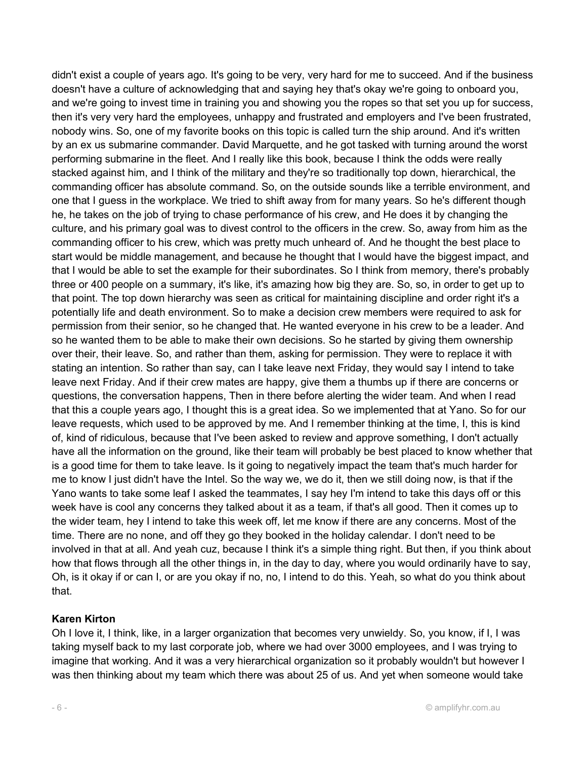didn't exist a couple of years ago. It's going to be very, very hard for me to succeed. And if the business doesn't have a culture of acknowledging that and saying hey that's okay we're going to onboard you, and we're going to invest time in training you and showing you the ropes so that set you up for success, then it's very very hard the employees, unhappy and frustrated and employers and I've been frustrated, nobody wins. So, one of my favorite books on this topic is called turn the ship around. And it's written by an ex us submarine commander. David Marquette, and he got tasked with turning around the worst performing submarine in the fleet. And I really like this book, because I think the odds were really stacked against him, and I think of the military and they're so traditionally top down, hierarchical, the commanding officer has absolute command. So, on the outside sounds like a terrible environment, and one that I guess in the workplace. We tried to shift away from for many years. So he's different though he, he takes on the job of trying to chase performance of his crew, and He does it by changing the culture, and his primary goal was to divest control to the officers in the crew. So, away from him as the commanding officer to his crew, which was pretty much unheard of. And he thought the best place to start would be middle management, and because he thought that I would have the biggest impact, and that I would be able to set the example for their subordinates. So I think from memory, there's probably three or 400 people on a summary, it's like, it's amazing how big they are. So, so, in order to get up to that point. The top down hierarchy was seen as critical for maintaining discipline and order right it's a potentially life and death environment. So to make a decision crew members were required to ask for permission from their senior, so he changed that. He wanted everyone in his crew to be a leader. And so he wanted them to be able to make their own decisions. So he started by giving them ownership over their, their leave. So, and rather than them, asking for permission. They were to replace it with stating an intention. So rather than say, can I take leave next Friday, they would say I intend to take leave next Friday. And if their crew mates are happy, give them a thumbs up if there are concerns or questions, the conversation happens, Then in there before alerting the wider team. And when I read that this a couple years ago, I thought this is a great idea. So we implemented that at Yano. So for our leave requests, which used to be approved by me. And I remember thinking at the time, I, this is kind of, kind of ridiculous, because that I've been asked to review and approve something, I don't actually have all the information on the ground, like their team will probably be best placed to know whether that is a good time for them to take leave. Is it going to negatively impact the team that's much harder for me to know I just didn't have the Intel. So the way we, we do it, then we still doing now, is that if the Yano wants to take some leaf I asked the teammates, I say hey I'm intend to take this days off or this week have is cool any concerns they talked about it as a team, if that's all good. Then it comes up to the wider team, hey I intend to take this week off, let me know if there are any concerns. Most of the time. There are no none, and off they go they booked in the holiday calendar. I don't need to be involved in that at all. And yeah cuz, because I think it's a simple thing right. But then, if you think about how that flows through all the other things in, in the day to day, where you would ordinarily have to say, Oh, is it okay if or can I, or are you okay if no, no, I intend to do this. Yeah, so what do you think about that.

**Karen Kirton**

Oh I love it, I think, like, in a larger organization that becomes very unwieldy. So, you know, if I, I was taking myself back to my last corporate job, where we had over 3000 employees, and I was trying to imagine that working. And it was a very hierarchical organization so it probably wouldn't but however I was then thinking about my team which there was about 25 of us. And yet when someone would take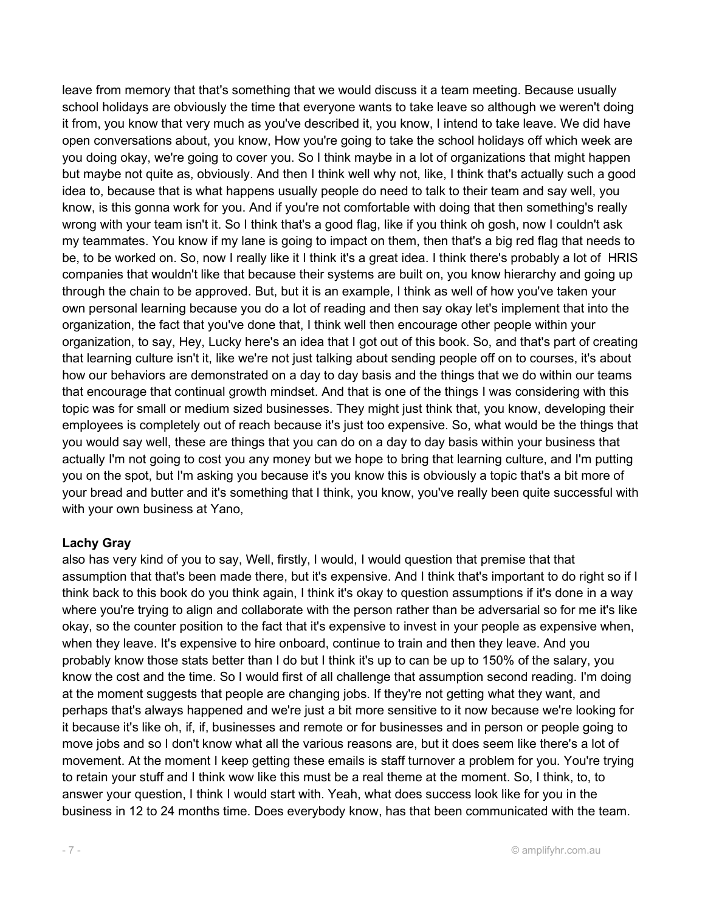leave from memory that that's something that we would discuss it a team meeting. Because usually school holidays are obviously the time that everyone wants to take leave so although we weren't doing it from, you know that very much as you've described it, you know, I intend to take leave. We did have open conversations about, you know, How you're going to take the school holidays off which week are you doing okay, we're going to cover you. So I think maybe in a lot of organizations that might happen but maybe not quite as, obviously. And then I think well why not, like, I think that's actually such a good idea to, because that is what happens usually people do need to talk to their team and say well, you know, is this gonna work for you. And if you're not comfortable with doing that then something's really wrong with your team isn't it. So I think that's a good flag, like if you think oh gosh, now I couldn't ask my teammates. You know if my lane is going to impact on them, then that's a big red flag that needs to be, to be worked on. So, now I really like it I think it's a great idea. I think there's probably a lot of HRIS companies that wouldn't like that because their systems are built on, you know hierarchy and going up through the chain to be approved. But, but it is an example, I think as well of how you've taken your own personal learning because you do a lot of reading and then say okay let's implement that into the organization, the fact that you've done that, I think well then encourage other people within your organization, to say, Hey, Lucky here's an idea that I got out of this book. So, and that's part of creating that learning culture isn't it, like we're not just talking about sending people off on to courses, it's about how our behaviors are demonstrated on a day to day basis and the things that we do within our teams that encourage that continual growth mindset. And that is one of the things I was considering with this topic was for small or medium sized businesses. They might just think that, you know, developing their employees is completely out of reach because it's just too expensive. So, what would be the things that you would say well, these are things that you can do on a day to day basis within your business that actually I'm not going to cost you any money but we hope to bring that learning culture, and I'm putting you on the spot, but I'm asking you because it's you know this is obviously a topic that's a bit more of your bread and butter and it's something that I think, you know, you've really been quite successful with with your own business at Yano,

**Lachy Gray**

also has very kind of you to say, Well, firstly, I would, I would question that premise that that assumption that that's been made there, but it's expensive. And I think that's important to do right so if I think back to this book do you think again, I think it's okay to question assumptions if it's done in a way where you're trying to align and collaborate with the person rather than be adversarial so for me it's like okay, so the counter position to the fact that it's expensive to invest in your people as expensive when, when they leave. It's expensive to hire onboard, continue to train and then they leave. And you probably know those stats better than I do but I think it's up to can be up to 150% of the salary, you know the cost and the time. So I would first of all challenge that assumption second reading. I'm doing at the moment suggests that people are changing jobs. If they're not getting what they want, and perhaps that's always happened and we're just a bit more sensitive to it now because we're looking for it because it's like oh, if, if, businesses and remote or for businesses and in person or people going to move jobs and so I don't know what all the various reasons are, but it does seem like there's a lot of movement. At the moment I keep getting these emails is staff turnover a problem for you. You're trying to retain your stuff and I think wow like this must be a real theme at the moment. So, I think, to, to answer your question, I think I would start with. Yeah, what does success look like for you in the business in 12 to 24 months time. Does everybody know, has that been communicated with the team.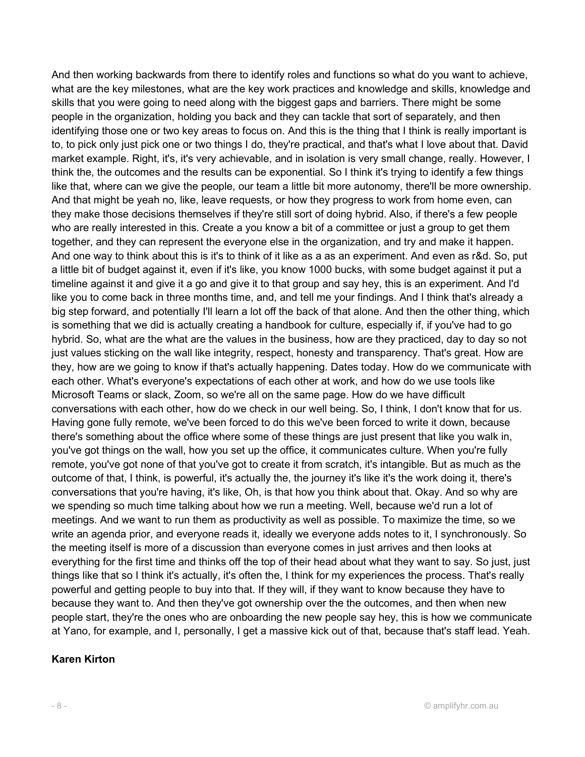And then working backwards from there to identify roles and functions so what do you want to achieve, what are the key milestones, what are the key work practices and knowledge and skills, knowledge and skills that you were going to need along with the biggest gaps and barriers. There might be some people in the organization, holding you back and they can tackle that sort of separately, and then identifying those one or two key areas to focus on. And this is the thing that I think is really important is to, to pick only just pick one or two things I do, they're practical, and that's what I love about that. David market example. Right, it's, it's very achievable, and in isolation is very small change, really. However, I think the, the outcomes and the results can be exponential. So I think it's trying to identify a few things like that, where can we give the people, our team a little bit more autonomy, there'll be more ownership. And that might be yeah no, like, leave requests, or how they progress to work from home even, can they make those decisions themselves if they're still sort of doing hybrid. Also, if there's a few people who are really interested in this. Create a you know a bit of a committee or just a group to get them together, and they can represent the everyone else in the organization, and try and make it happen. And one way to think about this is it's to think of it like as a as an experiment. And even as r&d. So, put a little bit of budget against it, even if it's like, you know 1000 bucks, with some budget against it put a timeline against it and give it a go and give it to that group and say hey, this is an experiment. And I'd like you to come back in three months time, and, and tell me your findings. And I think that's already a big step forward, and potentially I'll learn a lot off the back of that alone. And then the other thing, which is something that we did is actually creating a handbook for culture, especially if, if you've had to go hybrid. So, what are the what are the values in the business, how are they practiced, day to day so not just values sticking on the wall like integrity, respect, honesty and transparency. That's great. How are they, how are we going to know if that's actually happening. Dates today. How do we communicate with each other. What's everyone's expectations of each other at work, and how do we use tools like Microsoft Teams or slack, Zoom, so we're all on the same page. How do we have difficult conversations with each other, how do we check in our well being. So, I think, I don't know that for us. Having gone fully remote, we've been forced to do this we've been forced to write it down, because there's something about the office where some of these things are just present that like you walk in, you've got things on the wall, how you set up the office, it communicates culture. When you're fully remote, you've got none of that you've got to create it from scratch, it's intangible. But as much as the outcome of that, I think, is powerful, it's actually the, the journey it's like it's the work doing it, there's conversations that you're having, it's like, Oh, is that how you think about that. Okay. And so why are we spending so much time talking about how we run a meeting. Well, because we'd run a lot of meetings. And we want to run them as productivity as well as possible. To maximize the time, so we write an agenda prior, and everyone reads it, ideally we everyone adds notes to it, I synchronously. So the meeting itself is more of a discussion than everyone comes in just arrives and then looks at everything for the first time and thinks off the top of their head about what they want to say. So just, just things like that so I think it's actually, it's often the, I think for my experiences the process. That's really powerful and getting people to buy into that. If they will, if they want to know because they have to because they want to. And then they've got ownership over the the outcomes, and then when new people start, they're the ones who are onboarding the new people say hey, this is how we communicate at Yano, for example, and I, personally, I get a massive kick out of that, because that's staff lead. Yeah.

**Karen Kirton**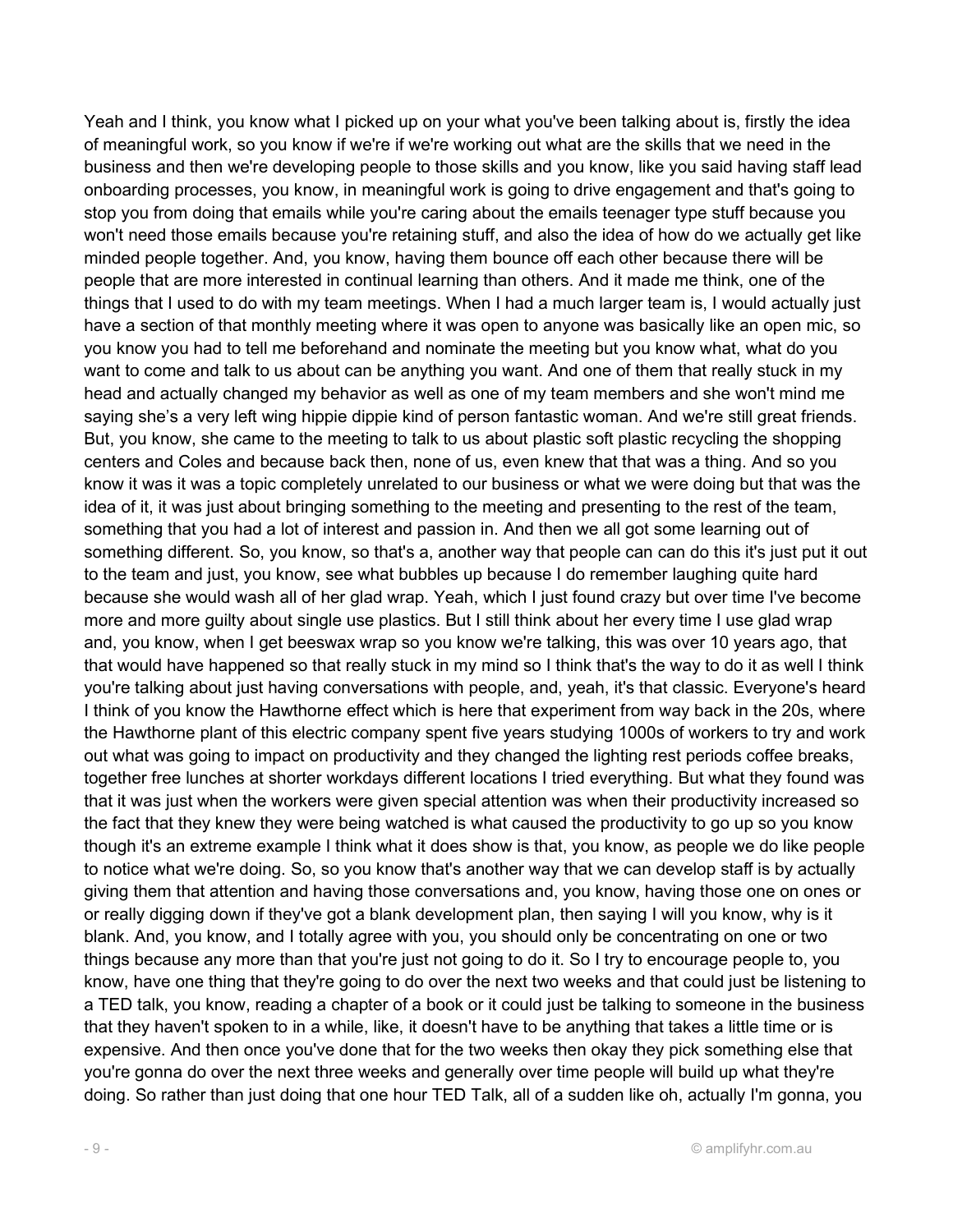Yeah and I think, you know what I picked up on your what you've been talking about is, firstly the idea of meaningful work, so you know if we're if we're working out what are the skills that we need in the business and then we're developing people to those skills and you know, like you said having staff lead onboarding processes, you know, in meaningful work is going to drive engagement and that's going to stop you from doing that emails while you're caring about the emails teenager type stuff because you won't need those emails because you're retaining stuff, and also the idea of how do we actually get like minded people together. And, you know, having them bounce off each other because there will be people that are more interested in continual learning than others. And it made me think, one of the things that I used to do with my team meetings. When I had a much larger team is, I would actually just have a section of that monthly meeting where it was open to anyone was basically like an open mic, so you know you had to tell me beforehand and nominate the meeting but you know what, what do you want to come and talk to us about can be anything you want. And one of them that really stuck in my head and actually changed my behavior as well as one of my team members and she won't mind me saying she's a very left wing hippie dippie kind of person fantastic woman. And we're still great friends. But, you know, she came to the meeting to talk to us about plastic soft plastic recycling the shopping centers and Coles and because back then, none of us, even knew that that was a thing. And so you know it was it was a topic completely unrelated to our business or what we were doing but that was the idea of it, it was just about bringing something to the meeting and presenting to the rest of the team, something that you had a lot of interest and passion in. And then we all got some learning out of something different. So, you know, so that's a, another way that people can can do this it's just put it out to the team and just, you know, see what bubbles up because I do remember laughing quite hard because she would wash all of her glad wrap. Yeah, which I just found crazy but over time I've become more and more guilty about single use plastics. But I still think about her every time I use glad wrap and, you know, when I get beeswax wrap so you know we're talking, this was over 10 years ago, that that would have happened so that really stuck in my mind so I think that's the way to do it as well I think you're talking about just having conversations with people, and, yeah, it's that classic. Everyone's heard I think of you know the Hawthorne effect which is here that experiment from way back in the 20s, where the Hawthorne plant of this electric company spent five years studying 1000s of workers to try and work out what was going to impact on productivity and they changed the lighting rest periods coffee breaks, together free lunches at shorter workdays different locations I tried everything. But what they found was that it was just when the workers were given special attention was when their productivity increased so the fact that they knew they were being watched is what caused the productivity to go up so you know though it's an extreme example I think what it does show is that, you know, as people we do like people to notice what we're doing. So, so you know that's another way that we can develop staff is by actually giving them that attention and having those conversations and, you know, having those one on ones or or really digging down if they've got a blank development plan, then saying I will you know, why is it blank. And, you know, and I totally agree with you, you should only be concentrating on one or two things because any more than that you're just not going to do it. So I try to encourage people to, you know, have one thing that they're going to do over the next two weeks and that could just be listening to a TED talk, you know, reading a chapter of a book or it could just be talking to someone in the business that they haven't spoken to in a while, like, it doesn't have to be anything that takes a little time or is expensive. And then once you've done that for the two weeks then okay they pick something else that you're gonna do over the next three weeks and generally over time people will build up what they're doing. So rather than just doing that one hour TED Talk, all of a sudden like oh, actually I'm gonna, you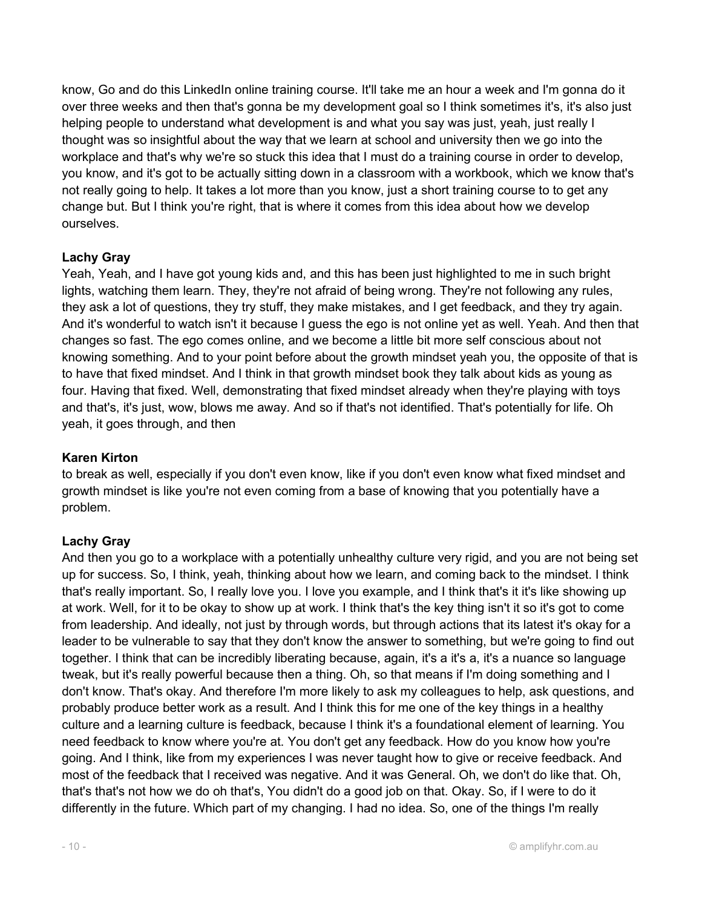know, Go and do this LinkedIn online training course. It'll take me an hour a week and I'm gonna do it over three weeks and then that's gonna be my development goal so I think sometimes it's, it's also just helping people to understand what development is and what you say was just, yeah, just really I thought was so insightful about the way that we learn at school and university then we go into the workplace and that's why we're so stuck this idea that I must do a training course in order to develop, you know, and it's got to be actually sitting down in a classroom with a workbook, which we know that's not really going to help. It takes a lot more than you know, just a short training course to to get any change but. But I think you're right, that is where it comes from this idea about how we develop ourselves.

**Lachy Gray**
Yeah, Yeah, and I have got young kids and, and this has been just highlighted to me in such bright lights, watching them learn. They, they're not afraid of being wrong. They're not following any rules, they ask a lot of questions, they try stuff, they make mistakes, and I get feedback, and they try again. And it's wonderful to watch isn't it because I guess the ego is not online yet as well. Yeah. And then that changes so fast. The ego comes online, and we become a little bit more self conscious about not knowing something. And to your point before about the growth mindset yeah you, the opposite of that is to have that fixed mindset. And I think in that growth mindset book they talk about kids as young as four. Having that fixed. Well, demonstrating that fixed mindset already when they're playing with toys and that's, it's just, wow, blows me away. And so if that's not identified. That's potentially for life. Oh yeah, it goes through, and then

**Karen Kirton**
to break as well, especially if you don't even know, like if you don't even know what fixed mindset and growth mindset is like you're not even coming from a base of knowing that you potentially have a problem.

**Lachy Gray**
And then you go to a workplace with a potentially unhealthy culture very rigid, and you are not being set up for success. So, I think, yeah, thinking about how we learn, and coming back to the mindset. I think that's really important. So, I really love you. I love you example, and I think that's it it's like showing up at work. Well, for it to be okay to show up at work. I think that's the key thing isn't it so it's got to come from leadership. And ideally, not just by through words, but through actions that its latest it's okay for a leader to be vulnerable to say that they don't know the answer to something, but we're going to find out together. I think that can be incredibly liberating because, again, it's a it's a, it's a nuance so language tweak, but it's really powerful because then a thing. Oh, so that means if I'm doing something and I don't know. That's okay. And therefore I'm more likely to ask my colleagues to help, ask questions, and probably produce better work as a result. And I think this for me one of the key things in a healthy culture and a learning culture is feedback, because I think it's a foundational element of learning. You need feedback to know where you're at. You don't get any feedback. How do you know how you're going. And I think, like from my experiences I was never taught how to give or receive feedback. And most of the feedback that I received was negative. And it was General. Oh, we don't do like that. Oh, that's that's not how we do oh that's, You didn't do a good job on that. Okay. So, if I were to do it differently in the future. Which part of my changing. I had no idea. So, one of the things I'm really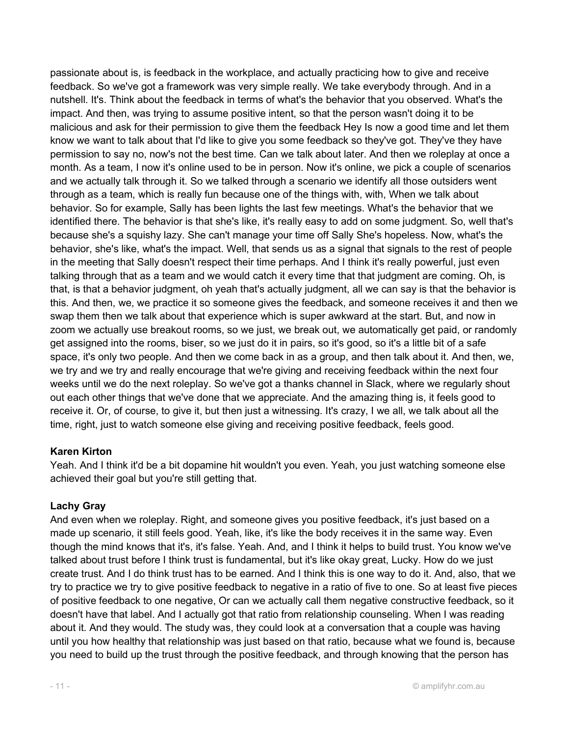passionate about is, is feedback in the workplace, and actually practicing how to give and receive feedback. So we've got a framework was very simple really. We take everybody through. And in a nutshell. It's. Think about the feedback in terms of what's the behavior that you observed. What's the impact. And then, was trying to assume positive intent, so that the person wasn't doing it to be malicious and ask for their permission to give them the feedback Hey Is now a good time and let them know we want to talk about that I'd like to give you some feedback so they've got. They've they have permission to say no, now's not the best time. Can we talk about later. And then we roleplay at once a month. As a team, I now it's online used to be in person. Now it's online, we pick a couple of scenarios and we actually talk through it. So we talked through a scenario we identify all those outsiders went through as a team, which is really fun because one of the things with, with, When we talk about behavior. So for example, Sally has been lights the last few meetings. What's the behavior that we identified there. The behavior is that she's like, it's really easy to add on some judgment. So, well that's because she's a squishy lazy. She can't manage your time off Sally She's hopeless. Now, what's the behavior, she's like, what's the impact. Well, that sends us as a signal that signals to the rest of people in the meeting that Sally doesn't respect their time perhaps. And I think it's really powerful, just even talking through that as a team and we would catch it every time that that judgment are coming. Oh, is that, is that a behavior judgment, oh yeah that's actually judgment, all we can say is that the behavior is this. And then, we, we practice it so someone gives the feedback, and someone receives it and then we swap them then we talk about that experience which is super awkward at the start. But, and now in zoom we actually use breakout rooms, so we just, we break out, we automatically get paid, or randomly get assigned into the rooms, biser, so we just do it in pairs, so it's good, so it's a little bit of a safe space, it's only two people. And then we come back in as a group, and then talk about it. And then, we, we try and we try and really encourage that we're giving and receiving feedback within the next four weeks until we do the next roleplay. So we've got a thanks channel in Slack, where we regularly shout out each other things that we've done that we appreciate. And the amazing thing is, it feels good to receive it. Or, of course, to give it, but then just a witnessing. It's crazy, I we all, we talk about all the time, right, just to watch someone else giving and receiving positive feedback, feels good.

**Karen Kirton**
Yeah. And I think it'd be a bit dopamine hit wouldn't you even. Yeah, you just watching someone else achieved their goal but you're still getting that.

**Lachy Gray**
And even when we roleplay. Right, and someone gives you positive feedback, it's just based on a made up scenario, it still feels good. Yeah, like, it's like the body receives it in the same way. Even though the mind knows that it's, it's false. Yeah. And, and I think it helps to build trust. You know we've talked about trust before I think trust is fundamental, but it's like okay great, Lucky. How do we just create trust. And I do think trust has to be earned. And I think this is one way to do it. And, also, that we try to practice we try to give positive feedback to negative in a ratio of five to one. So at least five pieces of positive feedback to one negative, Or can we actually call them negative constructive feedback, so it doesn't have that label. And I actually got that ratio from relationship counseling. When I was reading about it. And they would. The study was, they could look at a conversation that a couple was having until you how healthy that relationship was just based on that ratio, because what we found is, because you need to build up the trust through the positive feedback, and through knowing that the person has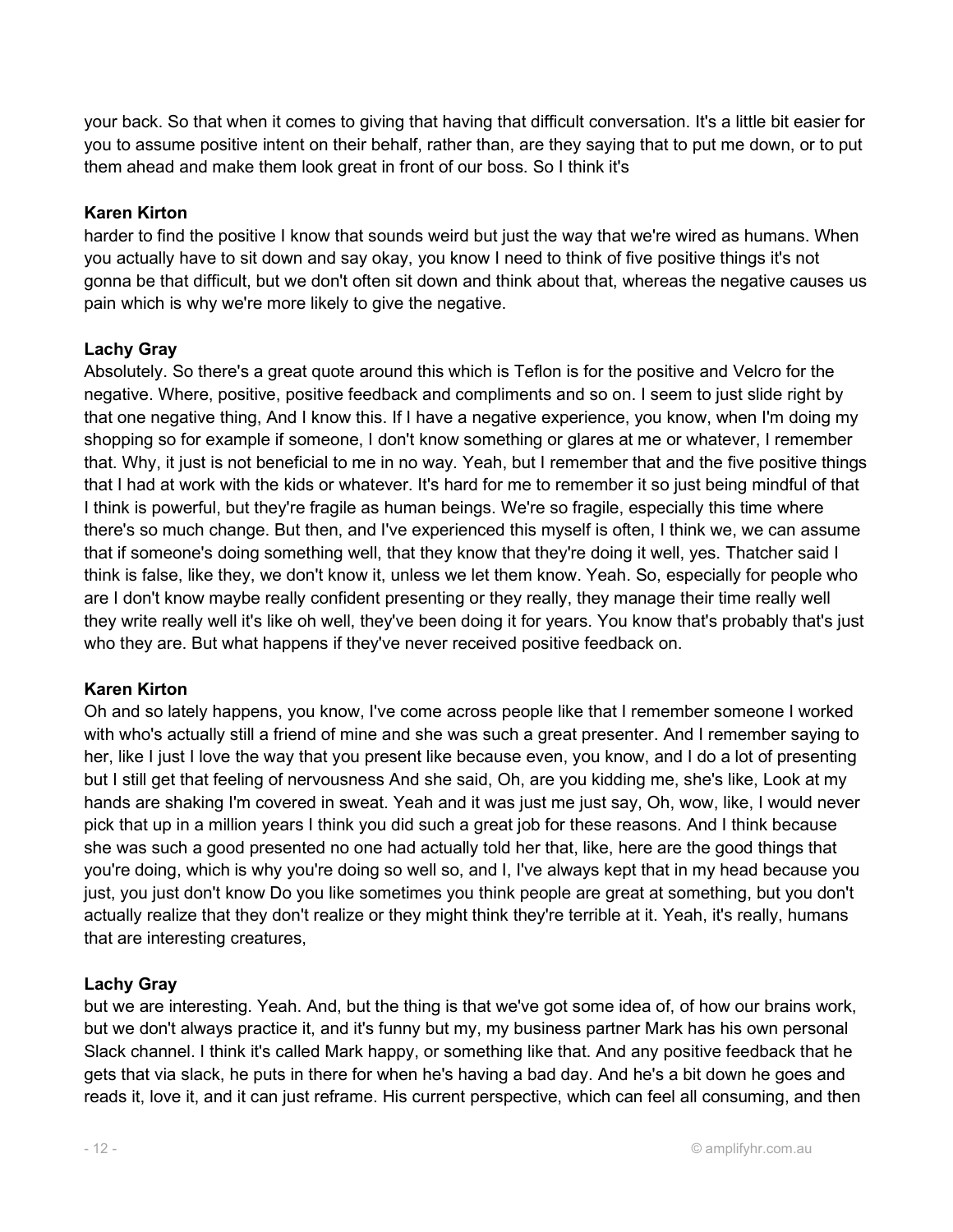your back. So that when it comes to giving that having that difficult conversation. It's a little bit easier for you to assume positive intent on their behalf, rather than, are they saying that to put me down, or to put them ahead and make them look great in front of our boss. So I think it's

**Karen Kirton**
harder to find the positive I know that sounds weird but just the way that we're wired as humans. When you actually have to sit down and say okay, you know I need to think of five positive things it's not gonna be that difficult, but we don't often sit down and think about that, whereas the negative causes us pain which is why we're more likely to give the negative.

**Lachy Gray**
Absolutely. So there's a great quote around this which is Teflon is for the positive and Velcro for the negative. Where, positive, positive feedback and compliments and so on. I seem to just slide right by that one negative thing, And I know this. If I have a negative experience, you know, when I'm doing my shopping so for example if someone, I don't know something or glares at me or whatever, I remember that. Why, it just is not beneficial to me in no way. Yeah, but I remember that and the five positive things that I had at work with the kids or whatever. It's hard for me to remember it so just being mindful of that I think is powerful, but they're fragile as human beings. We're so fragile, especially this time where there's so much change. But then, and I've experienced this myself is often, I think we, we can assume that if someone's doing something well, that they know that they're doing it well, yes. Thatcher said I think is false, like they, we don't know it, unless we let them know. Yeah. So, especially for people who are I don't know maybe really confident presenting or they really, they manage their time really well they write really well it's like oh well, they've been doing it for years. You know that's probably that's just who they are. But what happens if they've never received positive feedback on.

**Karen Kirton**
Oh and so lately happens, you know, I've come across people like that I remember someone I worked with who's actually still a friend of mine and she was such a great presenter. And I remember saying to her, like I just I love the way that you present like because even, you know, and I do a lot of presenting but I still get that feeling of nervousness And she said, Oh, are you kidding me, she's like, Look at my hands are shaking I'm covered in sweat. Yeah and it was just me just say, Oh, wow, like, I would never pick that up in a million years I think you did such a great job for these reasons. And I think because she was such a good presented no one had actually told her that, like, here are the good things that you're doing, which is why you're doing so well so, and I, I've always kept that in my head because you just, you just don't know Do you like sometimes you think people are great at something, but you don't actually realize that they don't realize or they might think they're terrible at it. Yeah, it's really, humans that are interesting creatures,

**Lachy Gray**
but we are interesting. Yeah. And, but the thing is that we've got some idea of, of how our brains work, but we don't always practice it, and it's funny but my, my business partner Mark has his own personal Slack channel. I think it's called Mark happy, or something like that. And any positive feedback that he gets that via slack, he puts in there for when he's having a bad day. And he's a bit down he goes and reads it, love it, and it can just reframe. His current perspective, which can feel all consuming, and then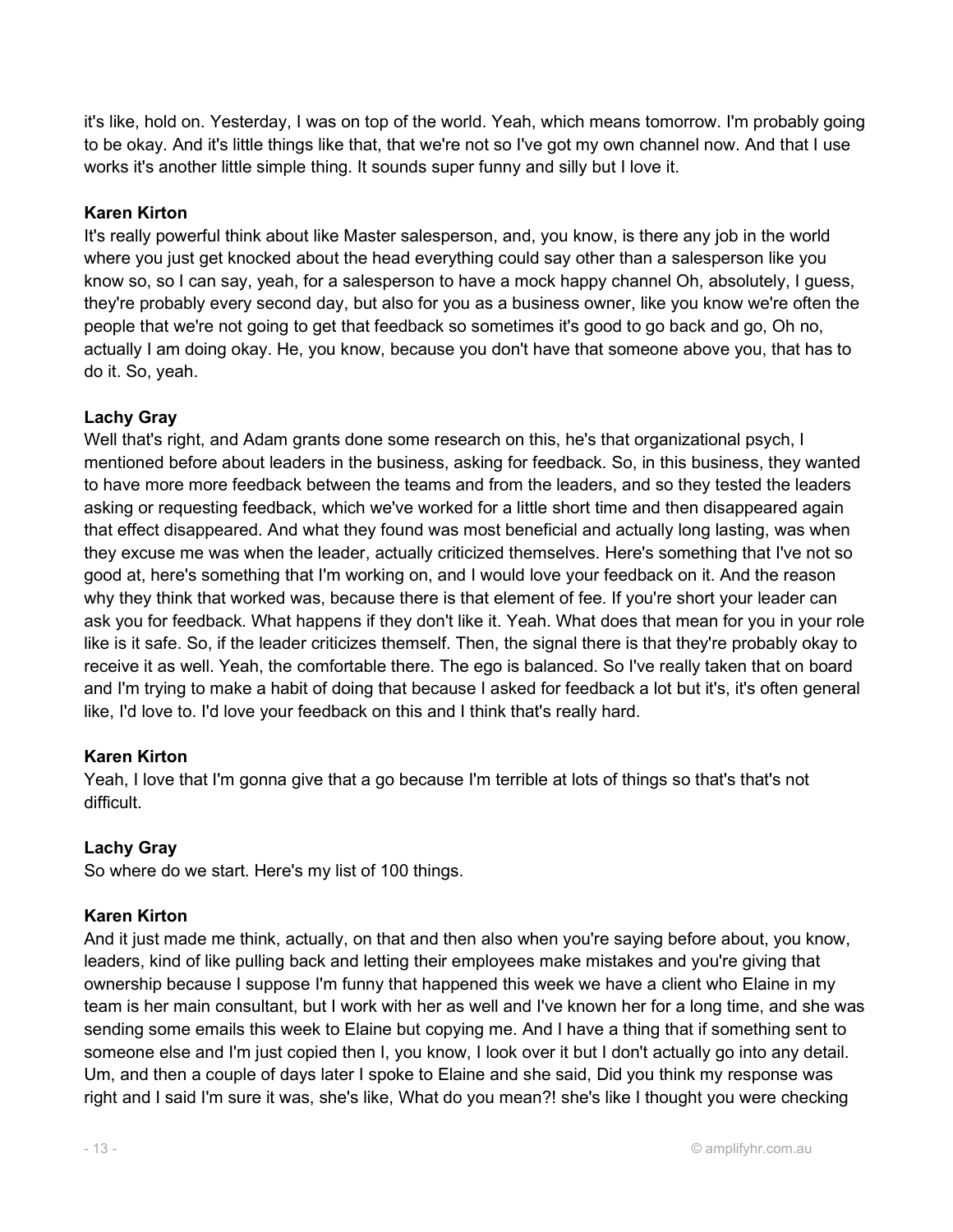it's like, hold on. Yesterday, I was on top of the world. Yeah, which means tomorrow. I'm probably going to be okay. And it's little things like that, that we're not so I've got my own channel now. And that I use works it's another little simple thing. It sounds super funny and silly but I love it.

**Karen Kirton**

It's really powerful think about like Master salesperson, and, you know, is there any job in the world where you just get knocked about the head everything could say other than a salesperson like you know so, so I can say, yeah, for a salesperson to have a mock happy channel Oh, absolutely, I guess, they're probably every second day, but also for you as a business owner, like you know we're often the people that we're not going to get that feedback so sometimes it's good to go back and go, Oh no, actually I am doing okay. He, you know, because you don't have that someone above you, that has to do it. So, yeah.

**Lachy Gray**

Well that's right, and Adam grants done some research on this, he's that organizational psych, I mentioned before about leaders in the business, asking for feedback. So, in this business, they wanted to have more more feedback between the teams and from the leaders, and so they tested the leaders asking or requesting feedback, which we've worked for a little short time and then disappeared again that effect disappeared. And what they found was most beneficial and actually long lasting, was when they excuse me was when the leader, actually criticized themselves. Here's something that I've not so good at, here's something that I'm working on, and I would love your feedback on it. And the reason why they think that worked was, because there is that element of fee. If you're short your leader can ask you for feedback. What happens if they don't like it. Yeah. What does that mean for you in your role like is it safe. So, if the leader criticizes themself. Then, the signal there is that they're probably okay to receive it as well. Yeah, the comfortable there. The ego is balanced. So I've really taken that on board and I'm trying to make a habit of doing that because I asked for feedback a lot but it's, it's often general like, I'd love to. I'd love your feedback on this and I think that's really hard.

**Karen Kirton**

Yeah, I love that I'm gonna give that a go because I'm terrible at lots of things so that's that's not difficult.

**Lachy Gray**

So where do we start. Here's my list of 100 things.

**Karen Kirton**

And it just made me think, actually, on that and then also when you're saying before about, you know, leaders, kind of like pulling back and letting their employees make mistakes and you're giving that ownership because I suppose I'm funny that happened this week we have a client who Elaine in my team is her main consultant, but I work with her as well and I've known her for a long time, and she was sending some emails this week to Elaine but copying me. And I have a thing that if something sent to someone else and I'm just copied then I, you know, I look over it but I don't actually go into any detail. Um, and then a couple of days later I spoke to Elaine and she said, Did you think my response was right and I said I'm sure it was, she's like, What do you mean?! she's like I thought you were checking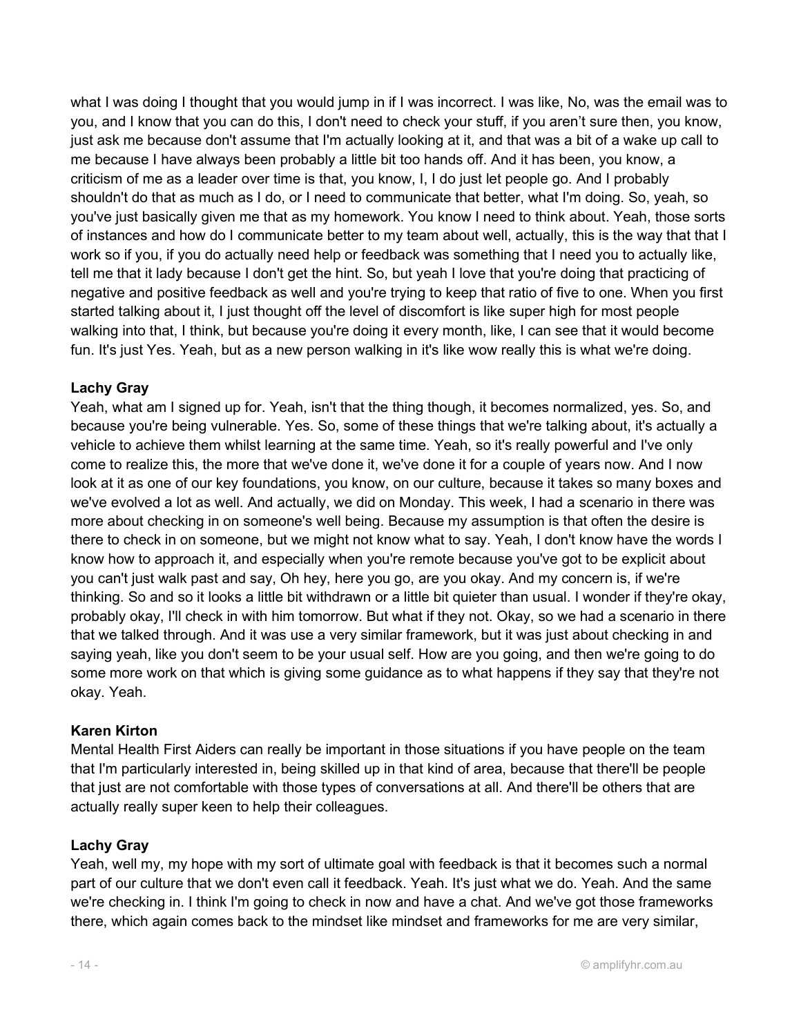what I was doing I thought that you would jump in if I was incorrect. I was like, No, was the email was to you, and I know that you can do this, I don't need to check your stuff, if you aren't sure then, you know, just ask me because don't assume that I'm actually looking at it, and that was a bit of a wake up call to me because I have always been probably a little bit too hands off. And it has been, you know, a criticism of me as a leader over time is that, you know, I, I do just let people go. And I probably shouldn't do that as much as I do, or I need to communicate that better, what I'm doing. So, yeah, so you've just basically given me that as my homework. You know I need to think about. Yeah, those sorts of instances and how do I communicate better to my team about well, actually, this is the way that that I work so if you, if you do actually need help or feedback was something that I need you to actually like, tell me that it lady because I don't get the hint. So, but yeah I love that you're doing that practicing of negative and positive feedback as well and you're trying to keep that ratio of five to one. When you first started talking about it, I just thought off the level of discomfort is like super high for most people walking into that, I think, but because you're doing it every month, like, I can see that it would become fun. It's just Yes. Yeah, but as a new person walking in it's like wow really this is what we're doing.

**Lachy Gray**
Yeah, what am I signed up for. Yeah, isn't that the thing though, it becomes normalized, yes. So, and because you're being vulnerable. Yes. So, some of these things that we're talking about, it's actually a vehicle to achieve them whilst learning at the same time. Yeah, so it's really powerful and I've only come to realize this, the more that we've done it, we've done it for a couple of years now. And I now look at it as one of our key foundations, you know, on our culture, because it takes so many boxes and we've evolved a lot as well. And actually, we did on Monday. This week, I had a scenario in there was more about checking in on someone's well being. Because my assumption is that often the desire is there to check in on someone, but we might not know what to say. Yeah, I don't know have the words I know how to approach it, and especially when you're remote because you've got to be explicit about you can't just walk past and say, Oh hey, here you go, are you okay. And my concern is, if we're thinking. So and so it looks a little bit withdrawn or a little bit quieter than usual. I wonder if they're okay, probably okay, I'll check in with him tomorrow. But what if they not. Okay, so we had a scenario in there that we talked through. And it was use a very similar framework, but it was just about checking in and saying yeah, like you don't seem to be your usual self. How are you going, and then we're going to do some more work on that which is giving some guidance as to what happens if they say that they're not okay. Yeah.

**Karen Kirton**
Mental Health First Aiders can really be important in those situations if you have people on the team that I'm particularly interested in, being skilled up in that kind of area, because that there'll be people that just are not comfortable with those types of conversations at all. And there'll be others that are actually really super keen to help their colleagues.

**Lachy Gray**
Yeah, well my, my hope with my sort of ultimate goal with feedback is that it becomes such a normal part of our culture that we don't even call it feedback. Yeah. It's just what we do. Yeah. And the same we're checking in. I think I'm going to check in now and have a chat. And we've got those frameworks there, which again comes back to the mindset like mindset and frameworks for me are very similar,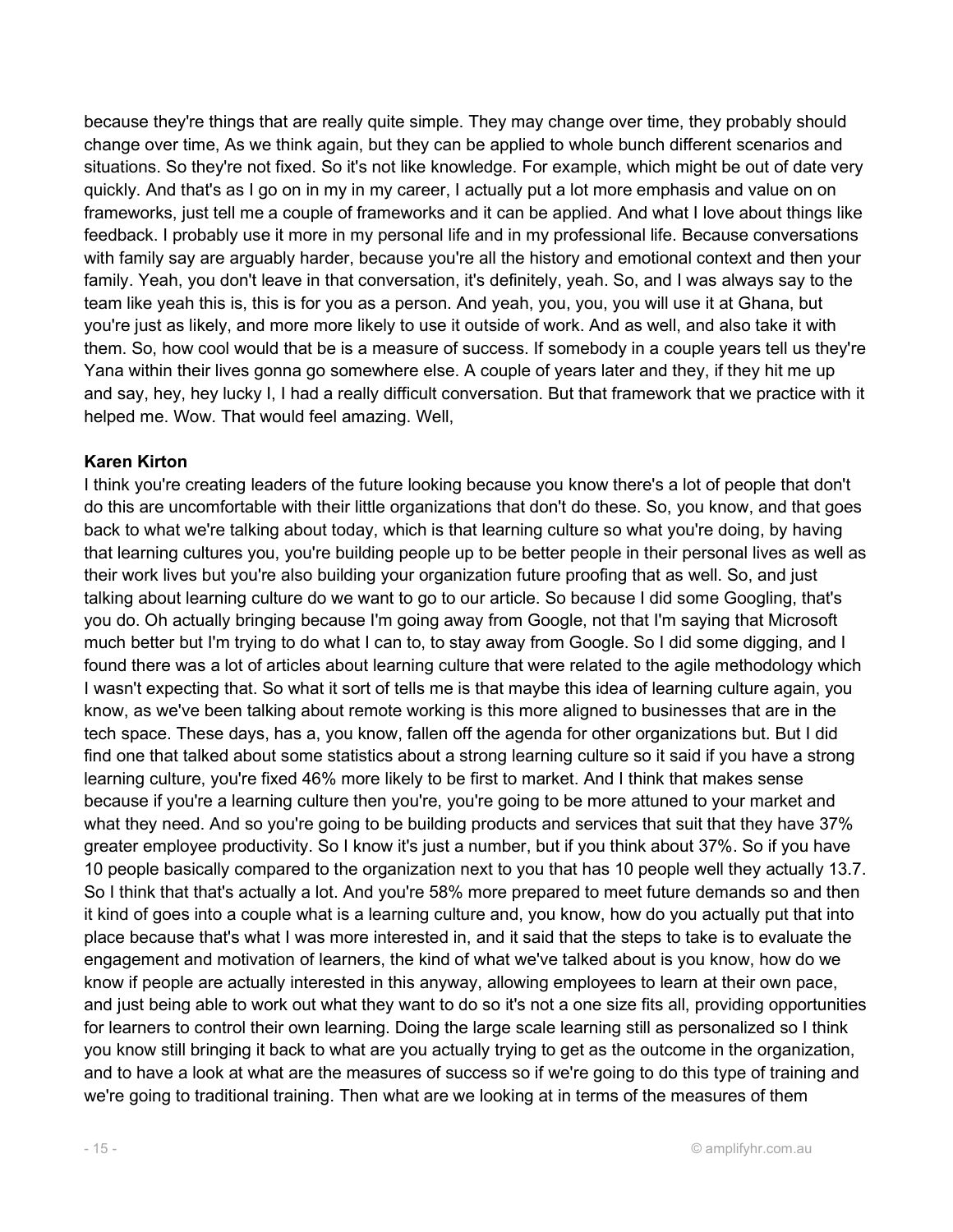because they're things that are really quite simple. They may change over time, they probably should change over time, As we think again, but they can be applied to whole bunch different scenarios and situations. So they're not fixed. So it's not like knowledge. For example, which might be out of date very quickly. And that's as I go on in my in my career, I actually put a lot more emphasis and value on on frameworks, just tell me a couple of frameworks and it can be applied. And what I love about things like feedback. I probably use it more in my personal life and in my professional life. Because conversations with family say are arguably harder, because you're all the history and emotional context and then your family. Yeah, you don't leave in that conversation, it's definitely, yeah. So, and I was always say to the team like yeah this is, this is for you as a person. And yeah, you, you, you, you will use it at Ghana, but you're just as likely, and more more likely to use it outside of work. And as well, and also take it with them. So, how cool would that be is a measure of success. If somebody in a couple years tell us they're Yana within their lives gonna go somewhere else. A couple of years later and they, if they hit me up and say, hey, hey lucky I, I had a really difficult conversation. But that framework that we practice with it helped me. Wow. That would feel amazing. Well,

**Karen Kirton**

I think you're creating leaders of the future looking because you know there's a lot of people that don't do this are uncomfortable with their little organizations that don't do these. So, you know, and that goes back to what we're talking about today, which is that learning culture so what you're doing, by having that learning cultures you, you're building people up to be better people in their personal lives as well as their work lives but you're also building your organization future proofing that as well. So, and just talking about learning culture do we want to go to our article. So because I did some Googling, that's you do. Oh actually bringing because I'm going away from Google, not that I'm saying that Microsoft much better but I'm trying to do what I can to, to stay away from Google. So I did some digging, and I found there was a lot of articles about learning culture that were related to the agile methodology which I wasn't expecting that. So what it sort of tells me is that maybe this idea of learning culture again, you know, as we've been talking about remote working is this more aligned to businesses that are in the tech space. These days, has a, you know, fallen off the agenda for other organizations but. But I did find one that talked about some statistics about a strong learning culture so it said if you have a strong learning culture, you're fixed 46% more likely to be first to market. And I think that makes sense because if you're a learning culture then you're, you're going to be more attuned to your market and what they need. And so you're going to be building products and services that suit that they have 37% greater employee productivity. So I know it's just a number, but if you think about 37%. So if you have 10 people basically compared to the organization next to you that has 10 people well they actually 13.7. So I think that that's actually a lot. And you're 58% more prepared to meet future demands so and then it kind of goes into a couple what is a learning culture and, you know, how do you actually put that into place because that's what I was more interested in, and it said that the steps to take is to evaluate the engagement and motivation of learners, the kind of what we've talked about is you know, how do we know if people are actually interested in this anyway, allowing employees to learn at their own pace, and just being able to work out what they want to do so it's not a one size fits all, providing opportunities for learners to control their own learning. Doing the large scale learning still as personalized so I think you know still bringing it back to what are you actually trying to get as the outcome in the organization, and to have a look at what are the measures of success so if we're going to do this type of training and we're going to traditional training. Then what are we looking at in terms of the measures of them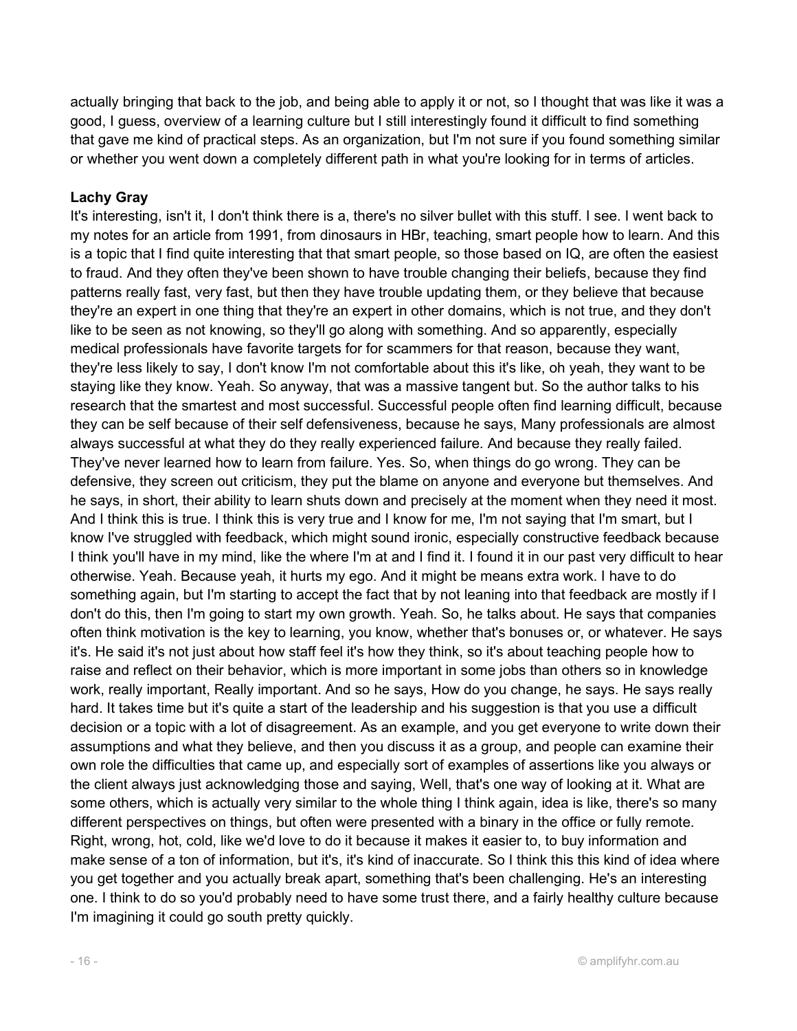actually bringing that back to the job, and being able to apply it or not, so I thought that was like it was a good, I guess, overview of a learning culture but I still interestingly found it difficult to find something that gave me kind of practical steps. As an organization, but I'm not sure if you found something similar or whether you went down a completely different path in what you're looking for in terms of articles.

**Lachy Gray**

It's interesting, isn't it, I don't think there is a, there's no silver bullet with this stuff. I see. I went back to my notes for an article from 1991, from dinosaurs in HBr, teaching, smart people how to learn. And this is a topic that I find quite interesting that that smart people, so those based on IQ, are often the easiest to fraud. And they often they've been shown to have trouble changing their beliefs, because they find patterns really fast, very fast, but then they have trouble updating them, or they believe that because they're an expert in one thing that they're an expert in other domains, which is not true, and they don't like to be seen as not knowing, so they'll go along with something. And so apparently, especially medical professionals have favorite targets for for scammers for that reason, because they want, they're less likely to say, I don't know I'm not comfortable about this it's like, oh yeah, they want to be staying like they know. Yeah. So anyway, that was a massive tangent but. So the author talks to his research that the smartest and most successful. Successful people often find learning difficult, because they can be self because of their self defensiveness, because he says, Many professionals are almost always successful at what they do they really experienced failure. And because they really failed. They've never learned how to learn from failure. Yes. So, when things do go wrong. They can be defensive, they screen out criticism, they put the blame on anyone and everyone but themselves. And he says, in short, their ability to learn shuts down and precisely at the moment when they need it most. And I think this is true. I think this is very true and I know for me, I'm not saying that I'm smart, but I know I've struggled with feedback, which might sound ironic, especially constructive feedback because I think you'll have in my mind, like the where I'm at and I find it. I found it in our past very difficult to hear otherwise. Yeah. Because yeah, it hurts my ego. And it might be means extra work. I have to do something again, but I'm starting to accept the fact that by not leaning into that feedback are mostly if I don't do this, then I'm going to start my own growth. Yeah. So, he talks about. He says that companies often think motivation is the key to learning, you know, whether that's bonuses or, or whatever. He says it's. He said it's not just about how staff feel it's how they think, so it's about teaching people how to raise and reflect on their behavior, which is more important in some jobs than others so in knowledge work, really important, Really important. And so he says, How do you change, he says. He says really hard. It takes time but it's quite a start of the leadership and his suggestion is that you use a difficult decision or a topic with a lot of disagreement. As an example, and you get everyone to write down their assumptions and what they believe, and then you discuss it as a group, and people can examine their own role the difficulties that came up, and especially sort of examples of assertions like you always or the client always just acknowledging those and saying, Well, that's one way of looking at it. What are some others, which is actually very similar to the whole thing I think again, idea is like, there's so many different perspectives on things, but often were presented with a binary in the office or fully remote. Right, wrong, hot, cold, like we'd love to do it because it makes it easier to, to buy information and make sense of a ton of information, but it's, it's kind of inaccurate. So I think this this kind of idea where you get together and you actually break apart, something that's been challenging. He's an interesting one. I think to do so you'd probably need to have some trust there, and a fairly healthy culture because I'm imagining it could go south pretty quickly.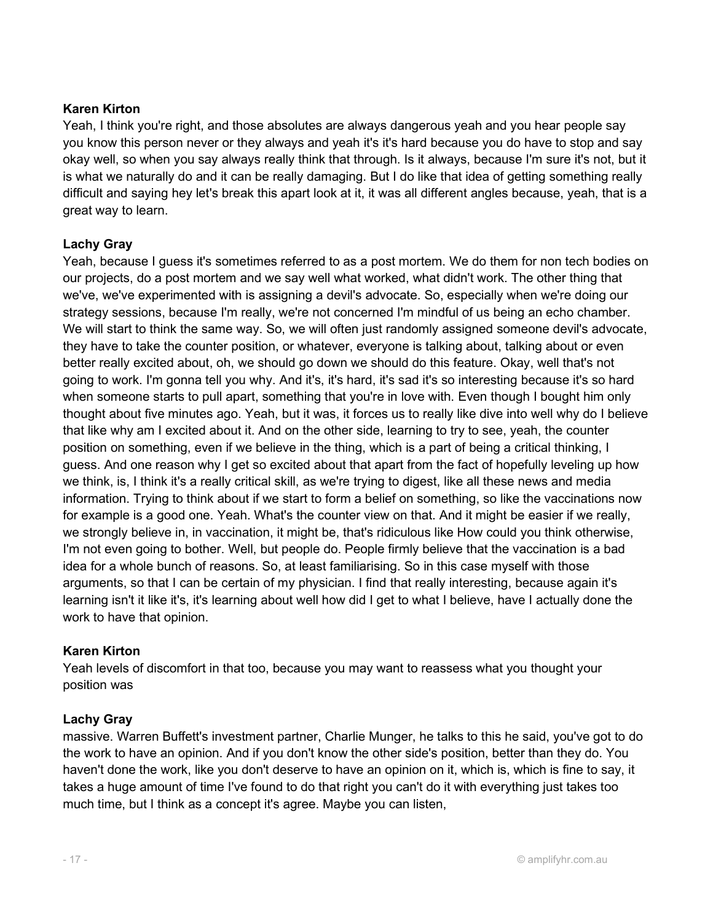**Karen Kirton**
Yeah, I think you're right, and those absolutes are always dangerous yeah and you hear people say you know this person never or they always and yeah it's it's hard because you do have to stop and say okay well, so when you say always really think that through. Is it always, because I'm sure it's not, but it is what we naturally do and it can be really damaging. But I do like that idea of getting something really difficult and saying hey let's break this apart look at it, it was all different angles because, yeah, that is a great way to learn.

**Lachy Gray**
Yeah, because I guess it's sometimes referred to as a post mortem. We do them for non tech bodies on our projects, do a post mortem and we say well what worked, what didn't work. The other thing that we've, we've experimented with is assigning a devil's advocate. So, especially when we're doing our strategy sessions, because I'm really, we're not concerned I'm mindful of us being an echo chamber. We will start to think the same way. So, we will often just randomly assigned someone devil's advocate, they have to take the counter position, or whatever, everyone is talking about, talking about or even better really excited about, oh, we should go down we should do this feature. Okay, well that's not going to work. I'm gonna tell you why. And it's, it's hard, it's sad it's so interesting because it's so hard when someone starts to pull apart, something that you're in love with. Even though I bought him only thought about five minutes ago. Yeah, but it was, it forces us to really like dive into well why do I believe that like why am I excited about it. And on the other side, learning to try to see, yeah, the counter position on something, even if we believe in the thing, which is a part of being a critical thinking, I guess. And one reason why I get so excited about that apart from the fact of hopefully leveling up how we think, is, I think it's a really critical skill, as we're trying to digest, like all these news and media information. Trying to think about if we start to form a belief on something, so like the vaccinations now for example is a good one. Yeah. What's the counter view on that. And it might be easier if we really, we strongly believe in, in vaccination, it might be, that's ridiculous like How could you think otherwise, I'm not even going to bother. Well, but people do. People firmly believe that the vaccination is a bad idea for a whole bunch of reasons. So, at least familiarising. So in this case myself with those arguments, so that I can be certain of my physician. I find that really interesting, because again it's learning isn't it like it's, it's learning about well how did I get to what I believe, have I actually done the work to have that opinion.

**Karen Kirton**
Yeah levels of discomfort in that too, because you may want to reassess what you thought your position was

**Lachy Gray**
massive. Warren Buffett's investment partner, Charlie Munger, he talks to this he said, you've got to do the work to have an opinion. And if you don't know the other side's position, better than they do. You haven't done the work, like you don't deserve to have an opinion on it, which is, which is fine to say, it takes a huge amount of time I've found to do that right you can't do it with everything just takes too much time, but I think as a concept it's agree. Maybe you can listen,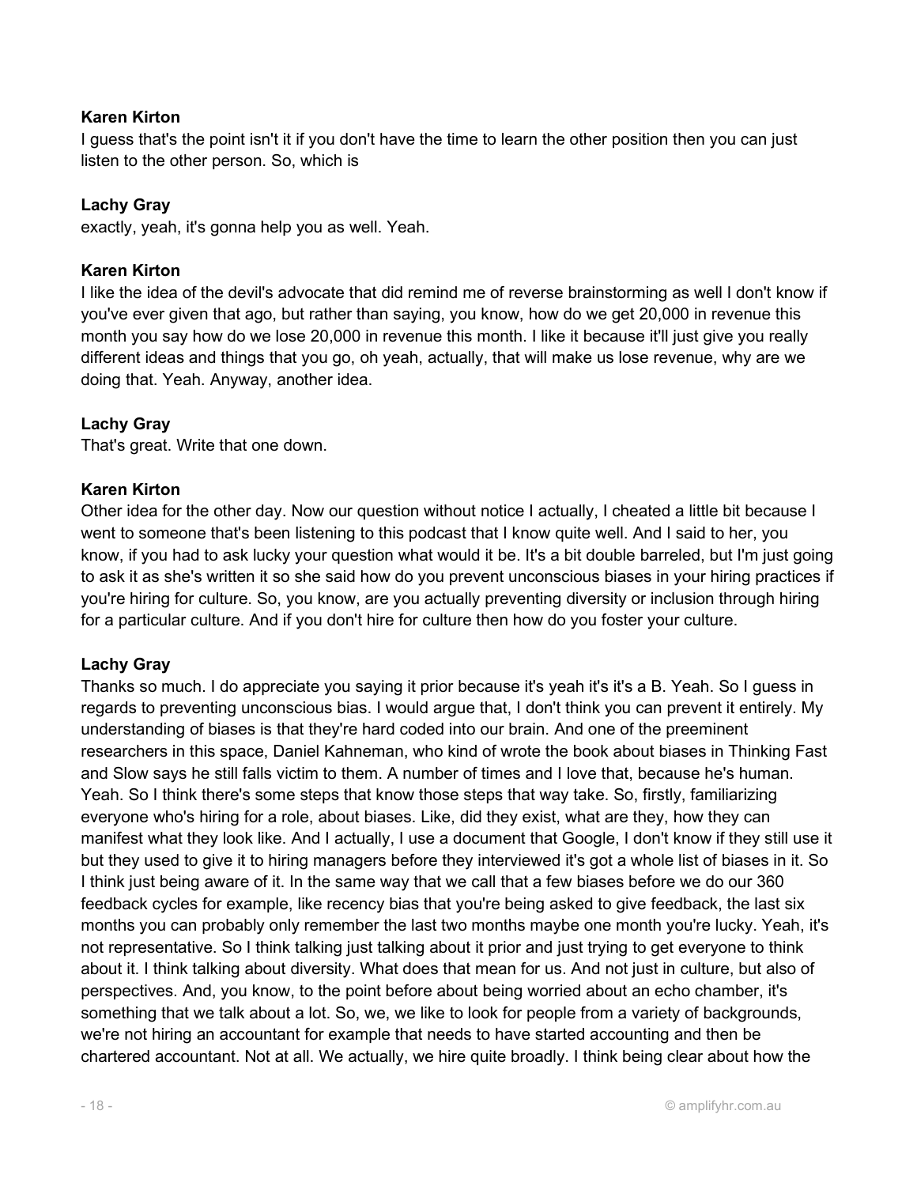**Karen Kirton**
I guess that's the point isn't it if you don't have the time to learn the other position then you can just listen to the other person. So, which is

**Lachy Gray**
exactly, yeah, it's gonna help you as well. Yeah.

**Karen Kirton**
I like the idea of the devil's advocate that did remind me of reverse brainstorming as well I don't know if you've ever given that ago, but rather than saying, you know, how do we get 20,000 in revenue this month you say how do we lose 20,000 in revenue this month. I like it because it'll just give you really different ideas and things that you go, oh yeah, actually, that will make us lose revenue, why are we doing that. Yeah. Anyway, another idea.

**Lachy Gray**
That's great. Write that one down.

**Karen Kirton**
Other idea for the other day. Now our question without notice I actually, I cheated a little bit because I went to someone that's been listening to this podcast that I know quite well. And I said to her, you know, if you had to ask lucky your question what would it be. It's a bit double barreled, but I'm just going to ask it as she's written it so she said how do you prevent unconscious biases in your hiring practices if you're hiring for culture. So, you know, are you actually preventing diversity or inclusion through hiring for a particular culture. And if you don't hire for culture then how do you foster your culture.

**Lachy Gray**
Thanks so much. I do appreciate you saying it prior because it's yeah it's it's a B. Yeah. So I guess in regards to preventing unconscious bias. I would argue that, I don't think you can prevent it entirely. My understanding of biases is that they're hard coded into our brain. And one of the preeminent researchers in this space, Daniel Kahneman, who kind of wrote the book about biases in Thinking Fast and Slow says he still falls victim to them. A number of times and I love that, because he's human. Yeah. So I think there's some steps that know those steps that way take. So, firstly, familiarizing everyone who's hiring for a role, about biases. Like, did they exist, what are they, how they can manifest what they look like. And I actually, I use a document that Google, I don't know if they still use it but they used to give it to hiring managers before they interviewed it's got a whole list of biases in it. So I think just being aware of it. In the same way that we call that a few biases before we do our 360 feedback cycles for example, like recency bias that you're being asked to give feedback, the last six months you can probably only remember the last two months maybe one month you're lucky. Yeah, it's not representative. So I think talking just talking about it prior and just trying to get everyone to think about it. I think talking about diversity. What does that mean for us. And not just in culture, but also of perspectives. And, you know, to the point before about being worried about an echo chamber, it's something that we talk about a lot. So, we, we like to look for people from a variety of backgrounds, we're not hiring an accountant for example that needs to have started accounting and then be chartered accountant. Not at all. We actually, we hire quite broadly. I think being clear about how the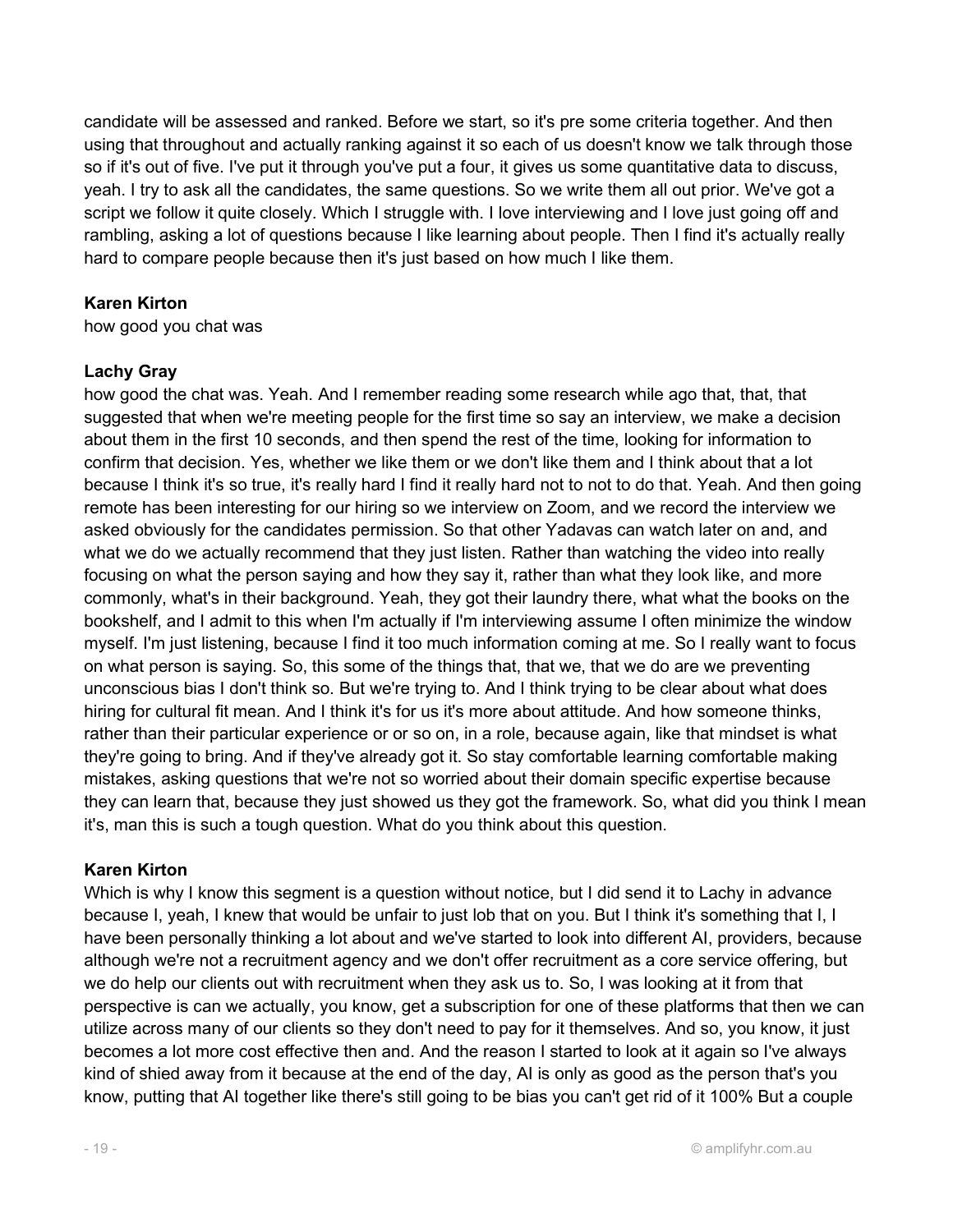candidate will be assessed and ranked. Before we start, so it's pre some criteria together. And then using that throughout and actually ranking against it so each of us doesn't know we talk through those so if it's out of five. I've put it through you've put a four, it gives us some quantitative data to discuss, yeah. I try to ask all the candidates, the same questions. So we write them all out prior. We've got a script we follow it quite closely. Which I struggle with. I love interviewing and I love just going off and rambling, asking a lot of questions because I like learning about people. Then I find it's actually really hard to compare people because then it's just based on how much I like them.

**Karen Kirton**

how good you chat was

**Lachy Gray**

how good the chat was. Yeah. And I remember reading some research while ago that, that, that suggested that when we're meeting people for the first time so say an interview, we make a decision about them in the first 10 seconds, and then spend the rest of the time, looking for information to confirm that decision. Yes, whether we like them or we don't like them and I think about that a lot because I think it's so true, it's really hard I find it really hard not to not to do that. Yeah. And then going remote has been interesting for our hiring so we interview on Zoom, and we record the interview we asked obviously for the candidates permission. So that other Yadavas can watch later on and, and what we do we actually recommend that they just listen. Rather than watching the video into really focusing on what the person saying and how they say it, rather than what they look like, and more commonly, what's in their background. Yeah, they got their laundry there, what what the books on the bookshelf, and I admit to this when I'm actually if I'm interviewing assume I often minimize the window myself. I'm just listening, because I find it too much information coming at me. So I really want to focus on what person is saying. So, this some of the things that, that we, that we do are we preventing unconscious bias I don't think so. But we're trying to. And I think trying to be clear about what does hiring for cultural fit mean. And I think it's for us it's more about attitude. And how someone thinks, rather than their particular experience or or so on, in a role, because again, like that mindset is what they're going to bring. And if they've already got it. So stay comfortable learning comfortable making mistakes, asking questions that we're not so worried about their domain specific expertise because they can learn that, because they just showed us they got the framework. So, what did you think I mean it's, man this is such a tough question. What do you think about this question.

**Karen Kirton**

Which is why I know this segment is a question without notice, but I did send it to Lachy in advance because I, yeah, I knew that would be unfair to just lob that on you. But I think it's something that I, I have been personally thinking a lot about and we've started to look into different AI, providers, because although we're not a recruitment agency and we don't offer recruitment as a core service offering, but we do help our clients out with recruitment when they ask us to. So, I was looking at it from that perspective is can we actually, you know, get a subscription for one of these platforms that then we can utilize across many of our clients so they don't need to pay for it themselves. And so, you know, it just becomes a lot more cost effective then and. And the reason I started to look at it again so I've always kind of shied away from it because at the end of the day, AI is only as good as the person that's you know, putting that AI together like there's still going to be bias you can't get rid of it 100% But a couple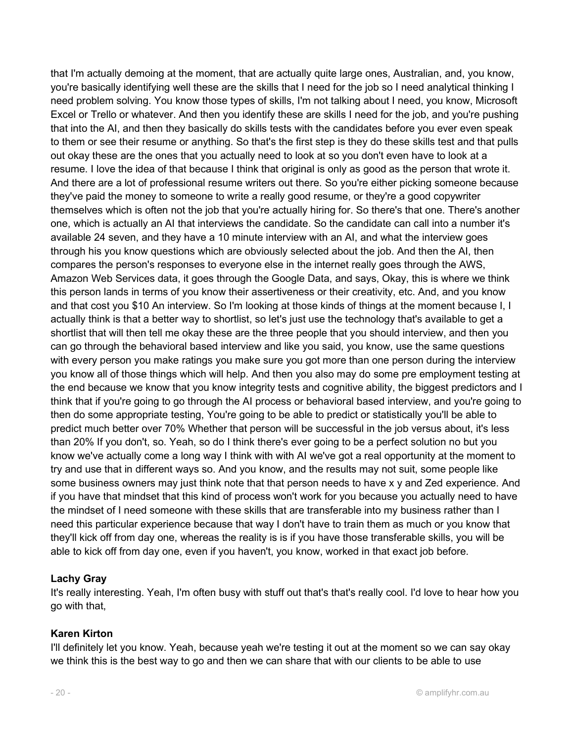that I'm actually demoing at the moment, that are actually quite large ones, Australian, and, you know, you're basically identifying well these are the skills that I need for the job so I need analytical thinking I need problem solving. You know those types of skills, I'm not talking about I need, you know, Microsoft Excel or Trello or whatever. And then you identify these are skills I need for the job, and you're pushing that into the AI, and then they basically do skills tests with the candidates before you ever even speak to them or see their resume or anything. So that's the first step is they do these skills test and that pulls out okay these are the ones that you actually need to look at so you don't even have to look at a resume. I love the idea of that because I think that original is only as good as the person that wrote it. And there are a lot of professional resume writers out there. So you're either picking someone because they've paid the money to someone to write a really good resume, or they're a good copywriter themselves which is often not the job that you're actually hiring for. So there's that one. There's another one, which is actually an AI that interviews the candidate. So the candidate can call into a number it's available 24 seven, and they have a 10 minute interview with an AI, and what the interview goes through his you know questions which are obviously selected about the job. And then the AI, then compares the person's responses to everyone else in the internet really goes through the AWS, Amazon Web Services data, it goes through the Google Data, and says, Okay, this is where we think this person lands in terms of you know their assertiveness or their creativity, etc. And, and you know and that cost you $10 An interview. So I'm looking at those kinds of things at the moment because I, I actually think is that a better way to shortlist, so let's just use the technology that's available to get a shortlist that will then tell me okay these are the three people that you should interview, and then you can go through the behavioral based interview and like you said, you know, use the same questions with every person you make ratings you make sure you got more than one person during the interview you know all of those things which will help. And then you also may do some pre employment testing at the end because we know that you know integrity tests and cognitive ability, the biggest predictors and I think that if you're going to go through the AI process or behavioral based interview, and you're going to then do some appropriate testing, You're going to be able to predict or statistically you'll be able to predict much better over 70% Whether that person will be successful in the job versus about, it's less than 20% If you don't, so. Yeah, so do I think there's ever going to be a perfect solution no but you know we've actually come a long way I think with with AI we've got a real opportunity at the moment to try and use that in different ways so. And you know, and the results may not suit, some people like some business owners may just think note that that person needs to have x y and Zed experience. And if you have that mindset that this kind of process won't work for you because you actually need to have the mindset of I need someone with these skills that are transferable into my business rather than I need this particular experience because that way I don't have to train them as much or you know that they'll kick off from day one, whereas the reality is is if you have those transferable skills, you will be able to kick off from day one, even if you haven't, you know, worked in that exact job before.

**Lachy Gray**
It's really interesting. Yeah, I'm often busy with stuff out that's that's really cool. I'd love to hear how you go with that,

**Karen Kirton**
I'll definitely let you know. Yeah, because yeah we're testing it out at the moment so we can say okay we think this is the best way to go and then we can share that with our clients to be able to use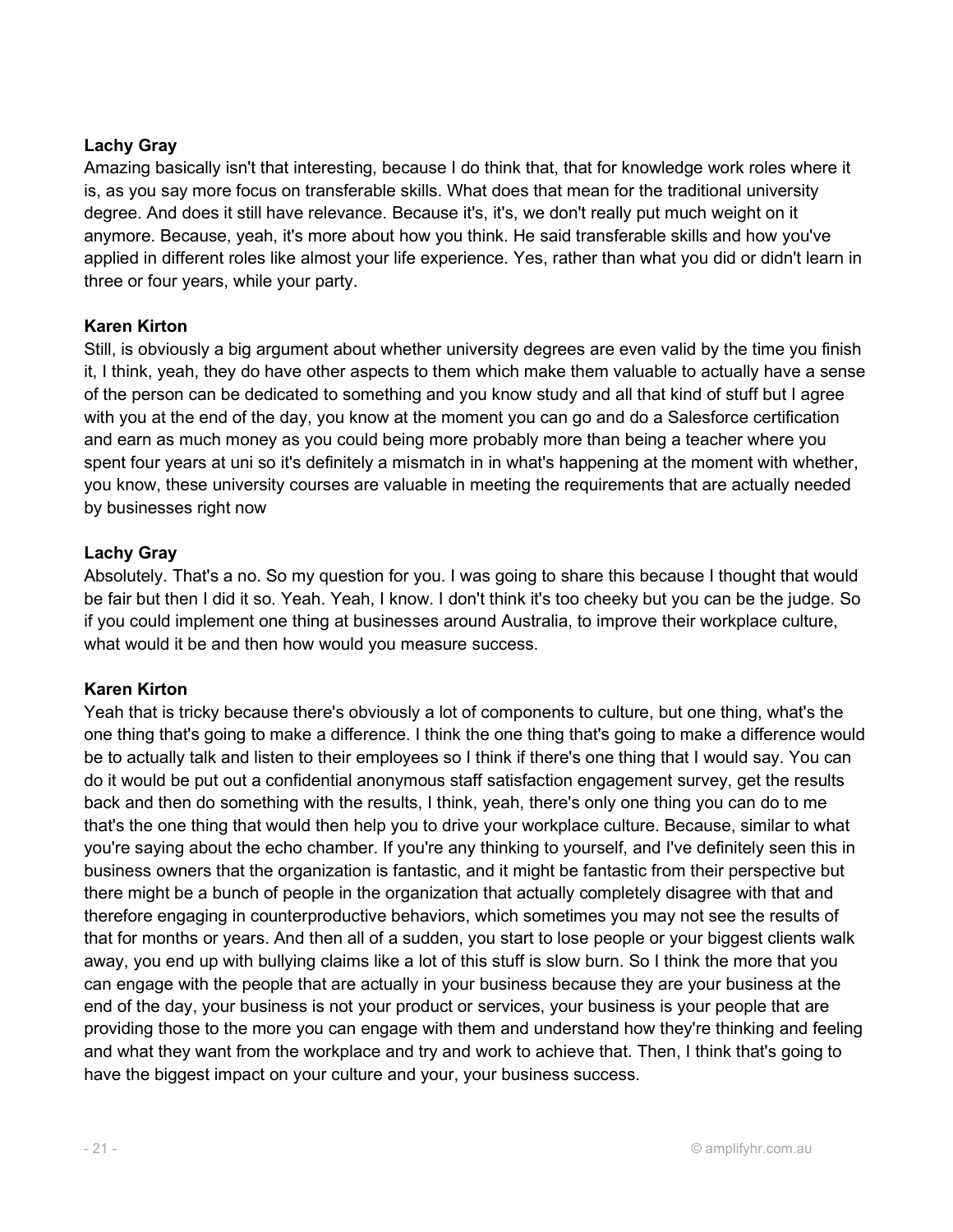**Lachy Gray**
Amazing basically isn't that interesting, because I do think that, that for knowledge work roles where it is, as you say more focus on transferable skills. What does that mean for the traditional university degree. And does it still have relevance. Because it's, it's, we don't really put much weight on it anymore. Because, yeah, it's more about how you think. He said transferable skills and how you've applied in different roles like almost your life experience. Yes, rather than what you did or didn't learn in three or four years, while your party.

**Karen Kirton**
Still, is obviously a big argument about whether university degrees are even valid by the time you finish it, I think, yeah, they do have other aspects to them which make them valuable to actually have a sense of the person can be dedicated to something and you know study and all that kind of stuff but I agree with you at the end of the day, you know at the moment you can go and do a Salesforce certification and earn as much money as you could being more probably more than being a teacher where you spent four years at uni so it's definitely a mismatch in in what's happening at the moment with whether, you know, these university courses are valuable in meeting the requirements that are actually needed by businesses right now

**Lachy Gray**
Absolutely. That's a no. So my question for you. I was going to share this because I thought that would be fair but then I did it so. Yeah. Yeah, I know. I don't think it's too cheeky but you can be the judge. So if you could implement one thing at businesses around Australia, to improve their workplace culture, what would it be and then how would you measure success.

**Karen Kirton**
Yeah that is tricky because there's obviously a lot of components to culture, but one thing, what's the one thing that's going to make a difference. I think the one thing that's going to make a difference would be to actually talk and listen to their employees so I think if there's one thing that I would say. You can do it would be put out a confidential anonymous staff satisfaction engagement survey, get the results back and then do something with the results, I think, yeah, there's only one thing you can do to me that's the one thing that would then help you to drive your workplace culture. Because, similar to what you're saying about the echo chamber. If you're any thinking to yourself, and I've definitely seen this in business owners that the organization is fantastic, and it might be fantastic from their perspective but there might be a bunch of people in the organization that actually completely disagree with that and therefore engaging in counterproductive behaviors, which sometimes you may not see the results of that for months or years. And then all of a sudden, you start to lose people or your biggest clients walk away, you end up with bullying claims like a lot of this stuff is slow burn. So I think the more that you can engage with the people that are actually in your business because they are your business at the end of the day, your business is not your product or services, your business is your people that are providing those to the more you can engage with them and understand how they're thinking and feeling and what they want from the workplace and try and work to achieve that. Then, I think that's going to have the biggest impact on your culture and your, your business success.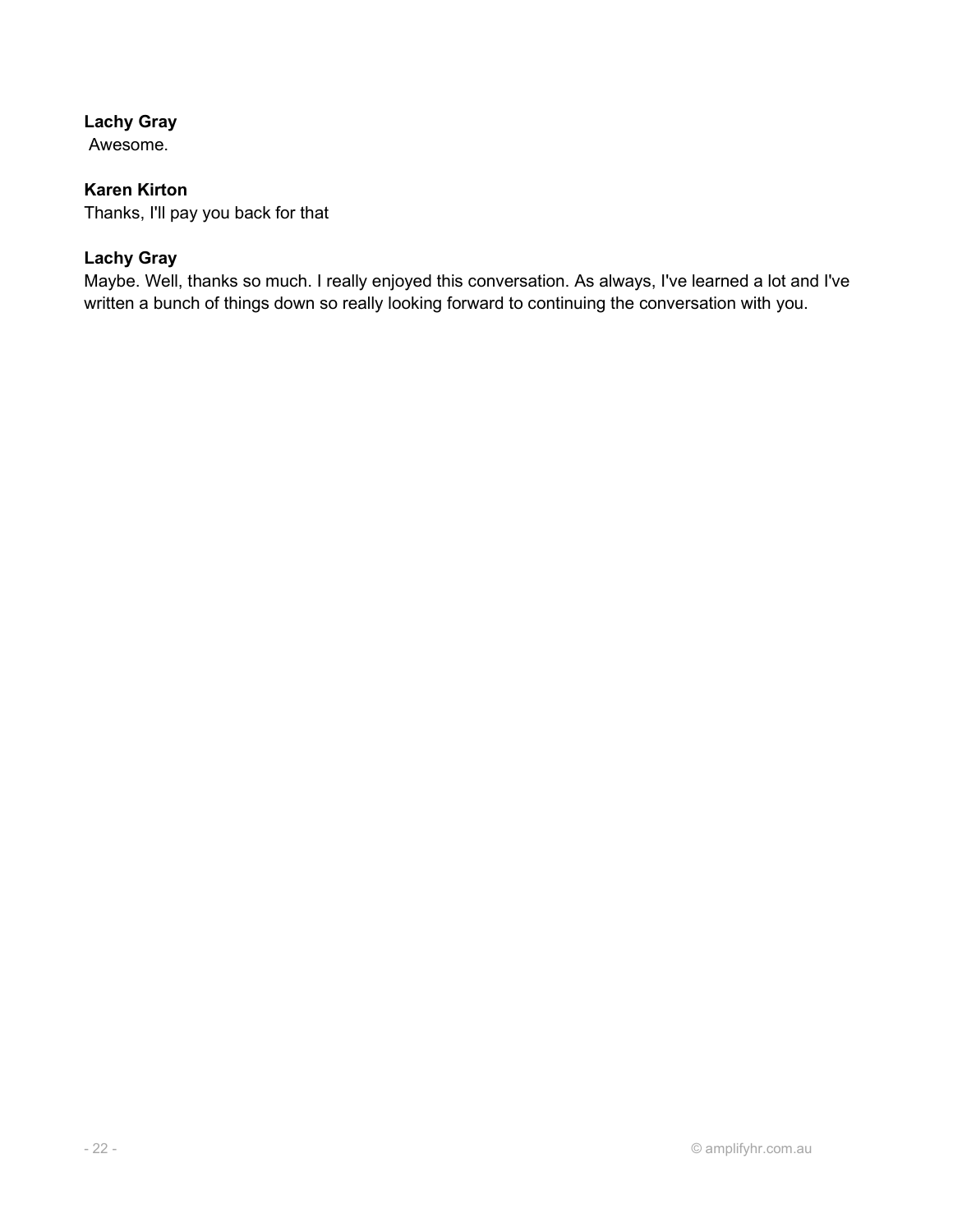**Lachy Gray**
Awesome.

**Karen Kirton**
Thanks, I'll pay you back for that

**Lachy Gray**
Maybe. Well, thanks so much. I really enjoyed this conversation. As always, I've learned a lot and I've written a bunch of things down so really looking forward to continuing the conversation with you.